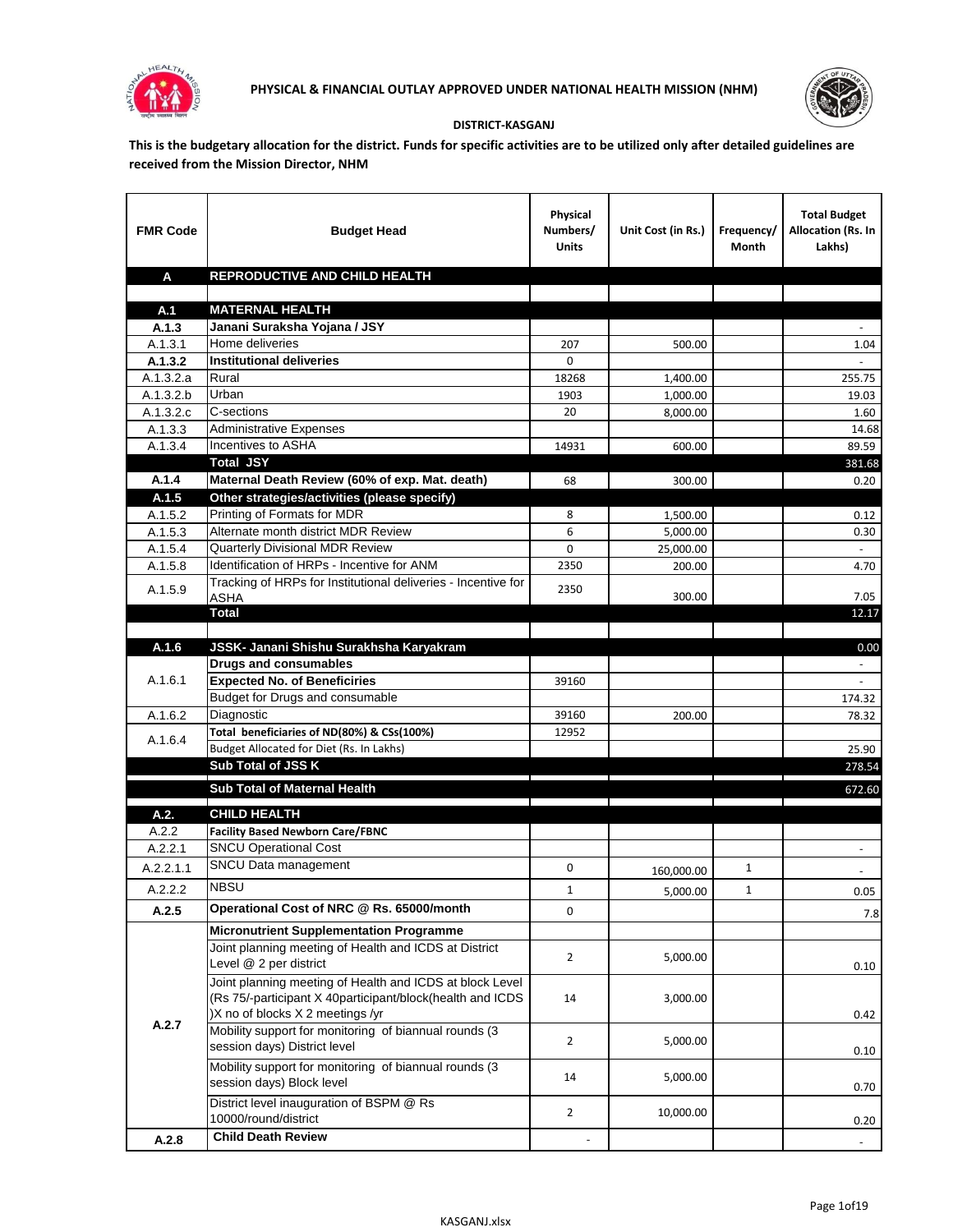**PHYSICAL & FINANCIAL OUTLAY APPROVED UNDER NATIONAL HEALTH MISSION (NHM)**

**DISTRICT-KASGANJ**

**This is the budgetary allocation for the district. Funds for specific activities are to be utilized only after detailed guidelines are received from the Mission Director, NHM**

| FMR Code | Budget Head | Physical Numbers/ Units | Unit Cost (in Rs.) | Frequency/ Month | Total Budget Allocation (Rs. In Lakhs) |
|---|---|---|---|---|---|
| **A** | **REPRODUCTIVE AND CHILD HEALTH** | | | | |
| | | | | | |
| **A.1** | **MATERNAL HEALTH** | | | | |
| **A.1.3** | **Janani Suraksha Yojana / JSY** | | | | - |
| A.1.3.1 | Home deliveries | 207 | 500.00 | | 1.04 |
| **A.1.3.2** | **Institutional deliveries** | 0 | | | - |
| A.1.3.2.a | Rural | 18268 | 1,400.00 | | 255.75 |
| A.1.3.2.b | Urban | 1903 | 1,000.00 | | 19.03 |
| A.1.3.2.c | C-sections | 20 | 8,000.00 | | 1.60 |
| A.1.3.3 | Administrative Expenses | | | | 14.68 |
| A.1.3.4 | Incentives to ASHA | 14931 | 600.00 | | 89.59 |
| | **Total JSY** | | | | 381.68 |
| **A.1.4** | **Maternal Death Review (60% of exp. Mat. death)** | 68 | 300.00 | | 0.20 |
| **A.1.5** | **Other strategies/activities (please specify)** | | | | |
| A.1.5.2 | Printing of Formats for MDR | 8 | 1,500.00 | | 0.12 |
| A.1.5.3 | Alternate month district MDR Review | 6 | 5,000.00 | | 0.30 |
| A.1.5.4 | Quarterly Divisional MDR Review | 0 | 25,000.00 | | - |
| A.1.5.8 | Identification of HRPs - Incentive for ANM | 2350 | 200.00 | | 4.70 |
| A.1.5.9 | Tracking of HRPs for Institutional deliveries - Incentive for ASHA | 2350 | 300.00 | | 7.05 |
| | **Total** | | | | 12.17 |
| | | | | | |
| **A.1.6** | **JSSK- Janani Shishu Surakhsha Karyakram** | | | | 0.00 |
| A.1.6.1 | **Drugs and consumables** | | | | - |
| | **Expected No. of Beneficiries** | 39160 | | | - |
| | Budget for Drugs and consumable | | | | 174.32 |
| A.1.6.2 | Diagnostic | 39160 | 200.00 | | 78.32 |
| A.1.6.4 | **Total beneficiaries of ND(80%) & CSs(100%)** | 12952 | | | |
| | Budget Allocated for Diet (Rs. In Lakhs) | | | | 25.90 |
| | **Sub Total of JSS K** | | | | 278.54 |
| | **Sub Total of Maternal Health** | | | | 672.60 |
| **A.2.** | **CHILD HEALTH** | | | | |
| A.2.2 | **Facility Based Newborn Care/FBNC** | | | | |
| A.2.2.1 | SNCU Operational Cost | | | | - |
| A.2.2.1.1 | SNCU Data management | 0 | 160,000.00 | 1 | - |
| A.2.2.2 | NBSU | 1 | 5,000.00 | 1 | 0.05 |
| **A.2.5** | **Operational Cost of NRC @ Rs. 65000/month** | 0 | | | 7.8 |
| A.2.7 | **Micronutrient Supplementation Programme** | | | | |
| | Joint planning meeting of Health and ICDS at District Level @ 2 per district | 2 | 5,000.00 | | 0.10 |
| | Joint planning meeting of Health and ICDS at block Level (Rs 75/-participant X 40participant/block(health and ICDS )X no of blocks X 2 meetings /yr | 14 | 3,000.00 | | 0.42 |
| | Mobility support for monitoring of biannual rounds (3 session days) District level | 2 | 5,000.00 | | 0.10 |
| | Mobility support for monitoring of biannual rounds (3 session days) Block level | 14 | 5,000.00 | | 0.70 |
| | District level inauguration of BSPM @ Rs 10000/round/district | 2 | 10,000.00 | | 0.20 |
| **A.2.8** | **Child Death Review** | - | | | - |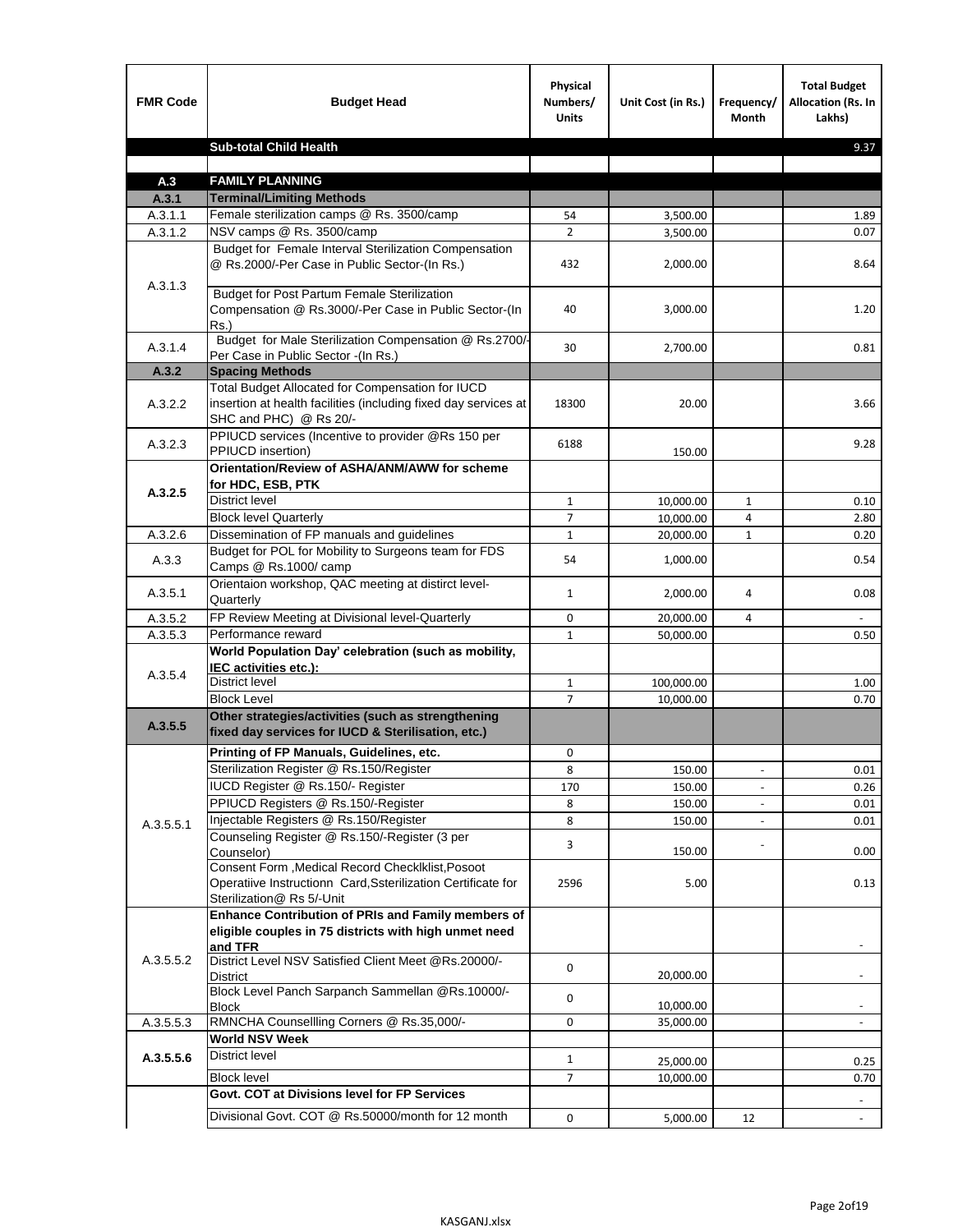| FMR Code | Budget Head | Physical Numbers/ Units | Unit Cost (in Rs.) | Frequency/ Month | Total Budget Allocation (Rs. In Lakhs) |
|---|---|---|---|---|---|
| | **Sub-total Child Health** | | | | 9.37 |
| | | | | | |
| **A.3** | **FAMILY PLANNING** | | | | |
| **A.3.1** | **Terminal/Limiting Methods** | | | | |
| A.3.1.1 | Female sterilization camps @ Rs. 3500/camp | 54 | 3,500.00 | | 1.89 |
| A.3.1.2 | NSV camps @ Rs. 3500/camp | 2 | 3,500.00 | | 0.07 |
| A.3.1.3 | Budget for Female Interval Sterilization Compensation @ Rs.2000/-Per Case in Public Sector-(In Rs.) | 432 | 2,000.00 | | 8.64 |
| | Budget for Post Partum Female Sterilization Compensation @ Rs.3000/-Per Case in Public Sector-(In Rs.) | 40 | 3,000.00 | | 1.20 |
| A.3.1.4 | Budget for Male Sterilization Compensation @ Rs.2700/-Per Case in Public Sector -(In Rs.) | 30 | 2,700.00 | | 0.81 |
| **A.3.2** | **Spacing Methods** | | | | |
| A.3.2.2 | Total Budget Allocated for Compensation for IUCD insertion at health facilities (including fixed day services at SHC and PHC) @ Rs 20/- | 18300 | 20.00 | | 3.66 |
| A.3.2.3 | PPIUCD services (Incentive to provider @Rs 150 per PPIUCD insertion) | 6188 | 150.00 | | 9.28 |
| **A.3.2.5** | **Orientation/Review of ASHA/ANM/AWW for scheme for HDC, ESB, PTK** | | | | |
| | District level | 1 | 10,000.00 | 1 | 0.10 |
| | Block level Quarterly | 7 | 10,000.00 | 4 | 2.80 |
| A.3.2.6 | Dissemination of FP manuals and guidelines | 1 | 20,000.00 | 1 | 0.20 |
| A.3.3 | Budget for POL for Mobility to Surgeons team for FDS Camps @ Rs.1000/ camp | 54 | 1,000.00 | | 0.54 |
| A.3.5.1 | Orientaion workshop, QAC meeting at distirct level-Quarterly | 1 | 2,000.00 | 4 | 0.08 |
| A.3.5.2 | FP Review Meeting at Divisional level-Quarterly | 0 | 20,000.00 | 4 | - |
| A.3.5.3 | Performance reward | 1 | 50,000.00 | | 0.50 |
| A.3.5.4 | **World Population Day' celebration (such as mobility, IEC activities etc.):** | | | | |
| | District level | 1 | 100,000.00 | | 1.00 |
| | Block Level | 7 | 10,000.00 | | 0.70 |
| **A.3.5.5** | **Other strategies/activities (such as strengthening fixed day services for IUCD & Sterilisation, etc.)** | | | | |
| A.3.5.5.1 | **Printing of FP Manuals, Guidelines, etc.** | 0 | | | |
| | Sterilization Register @ Rs.150/Register | 8 | 150.00 | - | 0.01 |
| | IUCD Register @ Rs.150/- Register | 170 | 150.00 | - | 0.26 |
| | PPIUCD Registers @ Rs.150/-Register | 8 | 150.00 | - | 0.01 |
| | Injectable Registers @ Rs.150/Register | 8 | 150.00 | - | 0.01 |
| | Counseling Register @ Rs.150/-Register (3 per Counselor) | 3 | 150.00 | - | 0.00 |
| | Consent Form ,Medical Record Checklklist,Posoot Operatiive Instructionn Card,Ssterilization Certificate for Sterilization@ Rs 5/-Unit | 2596 | 5.00 | | 0.13 |
| A.3.5.5.2 | **Enhance Contribution of PRIs and Family members of eligible couples in 75 districts with high unmet need and TFR** | | | | - |
| | District Level NSV Satisfied Client Meet @Rs.20000/-District | 0 | 20,000.00 | | - |
| | Block Level Panch Sarpanch Sammellan @Rs.10000/-Block | 0 | 10,000.00 | | - |
| A.3.5.5.3 | RMNCHA Counsellling Corners @ Rs.35,000/- | 0 | 35,000.00 | | - |
| **A.3.5.5.6** | **World NSV Week** | | | | |
| | District level | 1 | 25,000.00 | | 0.25 |
| | Block level | 7 | 10,000.00 | | 0.70 |
| | **Govt. COT at Divisions level for FP Services** | | | | - |
| | Divisional Govt. COT @ Rs.50000/month for 12 month | 0 | 5,000.00 | 12 | - |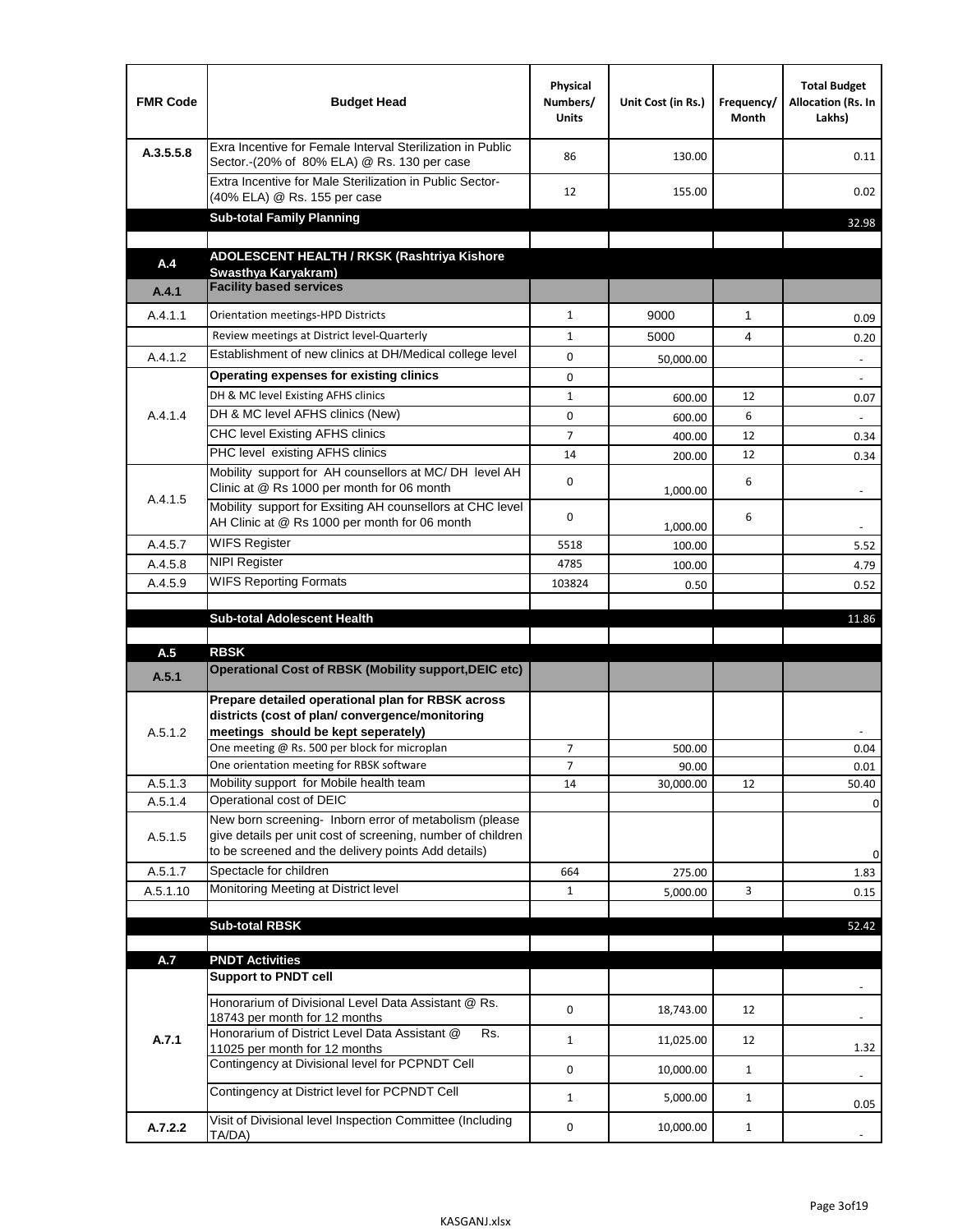| FMR Code | Budget Head | Physical Numbers/ Units | Unit Cost (in Rs.) | Frequency/ Month | Total Budget Allocation (Rs. In Lakhs) |
|---|---|---|---|---|---|
| A.3.5.5.8 | Exra Incentive for Female Interval Sterilization in Public Sector.-(20% of 80% ELA) @ Rs. 130 per case | 86 | 130.00 | | 0.11 |
| | Extra Incentive for Male Sterilization in Public Sector-(40% ELA) @ Rs. 155 per case | 12 | 155.00 | | 0.02 |
| | **Sub-total Family Planning** | | | | 32.98 |
| | | | | | |
| **A.4** | **ADOLESCENT HEALTH / RKSK (Rashtriya Kishore Swasthya Karyakram)** | | | | |
| **A.4.1** | **Facility based services** | | | | |
| A.4.1.1 | Orientation meetings-HPD Districts | 1 | 9000 | 1 | 0.09 |
| | Review meetings at District level-Quarterly | 1 | 5000 | 4 | 0.20 |
| A.4.1.2 | Establishment of new clinics at DH/Medical college level | 0 | 50,000.00 | | - |
| A.4.1.4 | **Operating expenses for existing clinics** | 0 | | | - |
| | DH & MC level Existing AFHS clinics | 1 | 600.00 | 12 | 0.07 |
| | DH & MC level AFHS clinics (New) | 0 | 600.00 | 6 | - |
| | CHC level Existing AFHS clinics | 7 | 400.00 | 12 | 0.34 |
| | PHC level existing AFHS clinics | 14 | 200.00 | 12 | 0.34 |
| A.4.1.5 | Mobility support for AH counsellors at MC/ DH level AH Clinic at @ Rs 1000 per month for 06 month | 0 | 1,000.00 | 6 | - |
| | Mobility support for Exsiting AH counsellors at CHC level AH Clinic at @ Rs 1000 per month for 06 month | 0 | 1,000.00 | 6 | - |
| A.4.5.7 | WIFS Register | 5518 | 100.00 | | 5.52 |
| A.4.5.8 | NIPI Register | 4785 | 100.00 | | 4.79 |
| A.4.5.9 | WIFS Reporting Formats | 103824 | 0.50 | | 0.52 |
| | | | | | |
| | **Sub-total Adolescent Health** | | | | 11.86 |
| | | | | | |
| **A.5** | **RBSK** | | | | |
| **A.5.1** | **Operational Cost of RBSK (Mobility support,DEIC etc)** | | | | |
| A.5.1.2 | **Prepare detailed operational plan for RBSK across districts (cost of plan/ convergence/monitoring meetings should be kept seperately)** | | | | - |
| | One meeting @ Rs. 500 per block for microplan | 7 | 500.00 | | 0.04 |
| | One orientation meeting for RBSK software | 7 | 90.00 | | 0.01 |
| A.5.1.3 | Mobility support for Mobile health team | 14 | 30,000.00 | 12 | 50.40 |
| A.5.1.4 | Operational cost of DEIC | | | | 0 |
| A.5.1.5 | New born screening- Inborn error of metabolism (please give details per unit cost of screening, number of children to be screened and the delivery points Add details) | | | | 0 |
| A.5.1.7 | Spectacle for children | 664 | 275.00 | | 1.83 |
| A.5.1.10 | Monitoring Meeting at District level | 1 | 5,000.00 | 3 | 0.15 |
| | | | | | |
| | **Sub-total RBSK** | | | | 52.42 |
| | | | | | |
| **A.7** | **PNDT Activities** | | | | |
| **A.7.1** | **Support to PNDT cell** | | | | - |
| | Honorarium of Divisional Level Data Assistant @ Rs. 18743 per month for 12 months | 0 | 18,743.00 | 12 | - |
| | Honorarium of District Level Data Assistant @ Rs. 11025 per month for 12 months | 1 | 11,025.00 | 12 | 1.32 |
| | Contingency at Divisional level for PCPNDT Cell | 0 | 10,000.00 | 1 | - |
| | Contingency at District level for PCPNDT Cell | 1 | 5,000.00 | 1 | 0.05 |
| **A.7.2.2** | Visit of Divisional level Inspection Committee (Including TA/DA) | 0 | 10,000.00 | 1 | - |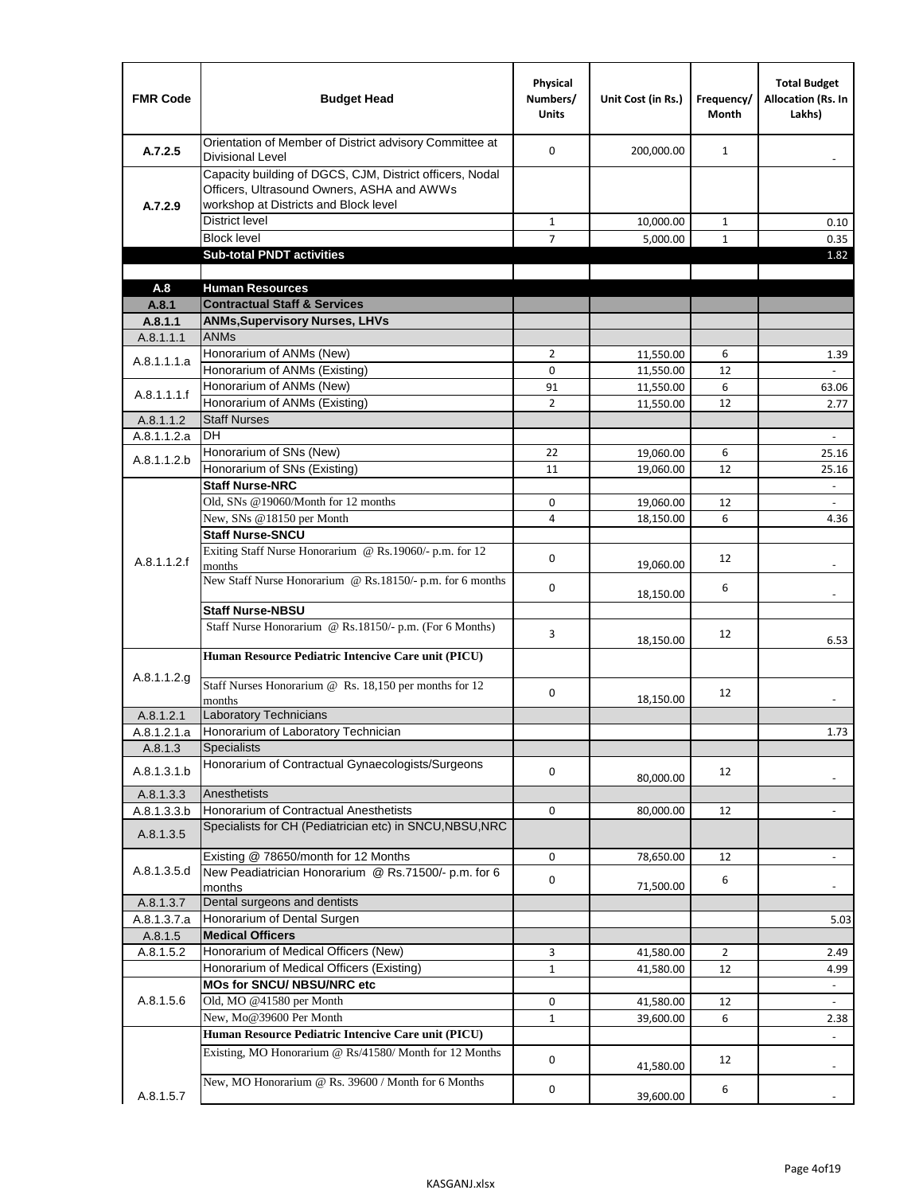| FMR Code | Budget Head | Physical Numbers/ Units | Unit Cost (in Rs.) | Frequency/ Month | Total Budget Allocation (Rs. In Lakhs) |
|---|---|---|---|---|---|
| A.7.2.5 | Orientation of Member of District advisory Committee at Divisional Level | 0 | 200,000.00 | 1 | - |
| A.7.2.9 | Capacity building of DGCS, CJM, District officers, Nodal Officers, Ultrasound Owners, ASHA and AWWs workshop at Districts and Block level | | | | |
| | District level | 1 | 10,000.00 | 1 | 0.10 |
| | Block level | 7 | 5,000.00 | 1 | 0.35 |
| | **Sub-total PNDT activities** | | | | 1.82 |
| | | | | | |
| **A.8** | **Human Resources** | | | | |
| **A.8.1** | **Contractual Staff & Services** | | | | |
| **A.8.1.1** | **ANMs,Supervisory Nurses, LHVs** | | | | |
| A.8.1.1.1 | ANMs | | | | |
| A.8.1.1.1.a | Honorarium of ANMs (New) | 2 | 11,550.00 | 6 | 1.39 |
| | Honorarium of ANMs (Existing) | 0 | 11,550.00 | 12 | - |
| A.8.1.1.1.f | Honorarium of ANMs (New) | 91 | 11,550.00 | 6 | 63.06 |
| | Honorarium of ANMs (Existing) | 2 | 11,550.00 | 12 | 2.77 |
| A.8.1.1.2 | Staff Nurses | | | | |
| A.8.1.1.2.a | DH | | | | - |
| A.8.1.1.2.b | Honorarium of SNs (New) | 22 | 19,060.00 | 6 | 25.16 |
| | Honorarium of SNs (Existing) | 11 | 19,060.00 | 12 | 25.16 |
| A.8.1.1.2.f | **Staff Nurse-NRC** | | | | - |
| | Old, SNs @19060/Month for 12 months | 0 | 19,060.00 | 12 | - |
| | New, SNs @18150 per Month | 4 | 18,150.00 | 6 | 4.36 |
| | **Staff Nurse-SNCU** | | | | |
| | Exiting Staff Nurse Honorarium @ Rs.19060/- p.m. for 12 months | 0 | 19,060.00 | 12 | - |
| | New Staff Nurse Honorarium @ Rs.18150/- p.m. for 6 months | 0 | 18,150.00 | 6 | - |
| | **Staff Nurse-NBSU** | | | | |
| | Staff Nurse Honorarium @ Rs.18150/- p.m. (For 6 Months) | 3 | 18,150.00 | 12 | 6.53 |
| A.8.1.1.2.g | **Human Resource Pediatric Intencive Care unit (PICU)** | | | | |
| | Staff Nurses Honorarium @ Rs. 18,150 per months for 12 months | 0 | 18,150.00 | 12 | - |
| A.8.1.2.1 | Laboratory Technicians | | | | |
| A.8.1.2.1.a | Honorarium of Laboratory Technician | | | | 1.73 |
| A.8.1.3 | Specialists | | | | |
| A.8.1.3.1.b | Honorarium of Contractual Gynaecologists/Surgeons | 0 | 80,000.00 | 12 | - |
| A.8.1.3.3 | Anesthetists | | | | |
| A.8.1.3.3.b | Honorarium of Contractual Anesthetists | 0 | 80,000.00 | 12 | - |
| A.8.1.3.5 | Specialists for CH (Pediatrician etc) in SNCU,NBSU,NRC | | | | |
| A.8.1.3.5.d | Existing @ 78650/month for 12 Months | 0 | 78,650.00 | 12 | - |
| | New Peadiatrician Honorarium @ Rs.71500/- p.m. for 6 months | 0 | 71,500.00 | 6 | - |
| A.8.1.3.7 | Dental surgeons and dentists | | | | |
| A.8.1.3.7.a | Honorarium of Dental Surgen | | | | 5.03 |
| A.8.1.5 | **Medical Officers** | | | | |
| A.8.1.5.2 | Honorarium of Medical Officers (New) | 3 | 41,580.00 | 2 | 2.49 |
| | Honorarium of Medical Officers (Existing) | 1 | 41,580.00 | 12 | 4.99 |
| A.8.1.5.6 | **MOs for SNCU/ NBSU/NRC etc** | | | | - |
| | Old, MO @41580 per Month | 0 | 41,580.00 | 12 | - |
| | New, Mo@39600 Per Month | 1 | 39,600.00 | 6 | 2.38 |
| A.8.1.5.7 | **Human Resource Pediatric Intencive Care unit (PICU)** | | | | - |
| | Existing, MO Honorarium @ Rs/41580/ Month for 12 Months | 0 | 41,580.00 | 12 | - |
| | New, MO Honorarium @ Rs. 39600 / Month for 6 Months | 0 | 39,600.00 | 6 | - |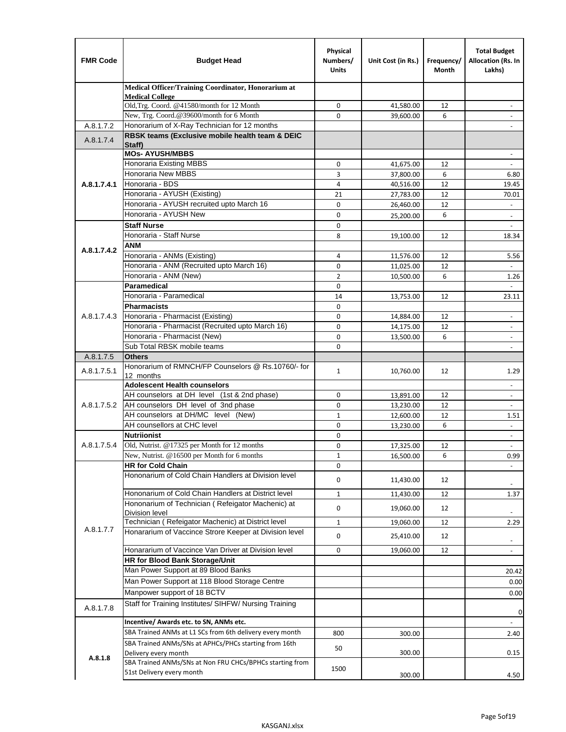| FMR Code | Budget Head | Physical Numbers/ Units | Unit Cost (in Rs.) | Frequency/ Month | Total Budget Allocation (Rs. In Lakhs) |
|---|---|---|---|---|---|
| | **Medical Officer/Training Coordinator, Honorarium at Medical College** | | | | |
| | Old,Trg. Coord. @41580/month for 12 Month | 0 | 41,580.00 | 12 | - |
| | New, Trg. Coord.@39600/month for 6 Month | 0 | 39,600.00 | 6 | - |
| A.8.1.7.2 | Honorarium of X-Ray Technician for 12 months | | | | - |
| A.8.1.7.4 | **RBSK teams (Exclusive mobile health team & DEIC Staff)** | | | | |
| A.8.1.7.4.1 | **MOs- AYUSH/MBBS** | | | | - |
| | Honoraria Existing MBBS | 0 | 41,675.00 | 12 | - |
| | Honoraria New MBBS | 3 | 37,800.00 | 6 | 6.80 |
| | Honoraria - BDS | 4 | 40,516.00 | 12 | 19.45 |
| | Honoraria - AYUSH (Existing) | 21 | 27,783.00 | 12 | 70.01 |
| | Honoraria - AYUSH recruited upto March 16 | 0 | 26,460.00 | 12 | - |
| | Honoraria - AYUSH New | 0 | 25,200.00 | 6 | - |
| A.8.1.7.4.2 | **Staff Nurse** | 0 | | | - |
| | Honoraria - Staff Nurse | 8 | 19,100.00 | 12 | 18.34 |
| | **ANM** | | | | |
| | Honoraria - ANMs (Existing) | 4 | 11,576.00 | 12 | 5.56 |
| | Honoraria - ANM (Recruited upto March 16) | 0 | 11,025.00 | 12 | - |
| | Honoraria - ANM (New) | 2 | 10,500.00 | 6 | 1.26 |
| A.8.1.7.4.3 | **Paramedical** | 0 | | | - |
| | Honoraria - Paramedical | 14 | 13,753.00 | 12 | 23.11 |
| | **Pharmacists** | 0 | | | |
| | Honoraria - Pharmacist (Existing) | 0 | 14,884.00 | 12 | - |
| | Honoraria - Pharmacist (Recruited upto March 16) | 0 | 14,175.00 | 12 | - |
| | Honoraria - Pharmacist (New) | 0 | 13,500.00 | 6 | - |
| | Sub Total RBSK mobile teams | 0 | | | - |
| A.8.1.7.5 | **Others** | | | | |
| A.8.1.7.5.1 | Honorarium of RMNCH/FP Counselors @ Rs.10760/- for 12 months | 1 | 10,760.00 | 12 | 1.29 |
| A.8.1.7.5.2 | **Adolescent Health counselors** | | | | - |
| | AH counselors at DH level (1st & 2nd phase) | 0 | 13,891.00 | 12 | - |
| | AH counselors DH level of 3nd phase | 0 | 13,230.00 | 12 | - |
| | AH counselors at DH/MC level (New) | 1 | 12,600.00 | 12 | 1.51 |
| | AH counsellors at CHC level | 0 | 13,230.00 | 6 | - |
| A.8.1.7.5.4 | **Nutriionist** | 0 | | | - |
| | Old, Nutrist. @17325 per Month for 12 months | 0 | 17,325.00 | 12 | - |
| | New, Nutrist. @16500 per Month for 6 months | 1 | 16,500.00 | 6 | 0.99 |
| A.8.1.7.7 | **HR for Cold Chain** | 0 | | | - |
| | Hononarium of Cold Chain Handlers at Division level | 0 | 11,430.00 | 12 | - |
| | Hononarium of Cold Chain Handlers at District level | 1 | 11,430.00 | 12 | 1.37 |
| | Hononarium of Technician ( Refeigator Machenic) at Division level | 0 | 19,060.00 | 12 | - |
| | Technician ( Refeigator Machenic) at District level | 1 | 19,060.00 | 12 | 2.29 |
| | Honararium of Vaccince Strore Keeper at Division level | 0 | 25,410.00 | 12 | - |
| | Honararium of Vaccince Van Driver at Division level | 0 | 19,060.00 | 12 | - |
| | **HR for Blood Bank Storage/Unit** | | | | |
| | Man Power Support at 89 Blood Banks | | | | 20.42 |
| | Man Power Support at 118 Blood Storage Centre | | | | 0.00 |
| | Manpower support of 18 BCTV | | | | 0.00 |
| A.8.1.7.8 | Staff for Training Institutes/ SIHFW/ Nursing Training | | | | 0 |
| A.8.1.8 | **Incentive/ Awards etc. to SN, ANMs etc.** | | | | - |
| | SBA Trained ANMs at L1 SCs from 6th delivery every month | 800 | 300.00 | | 2.40 |
| | SBA Trained ANMs/SNs at APHCs/PHCs starting from 16th Delivery every month | 50 | 300.00 | | 0.15 |
| | SBA Trained ANMs/SNs at Non FRU CHCs/BPHCs starting from 51st Delivery every month | 1500 | 300.00 | | 4.50 |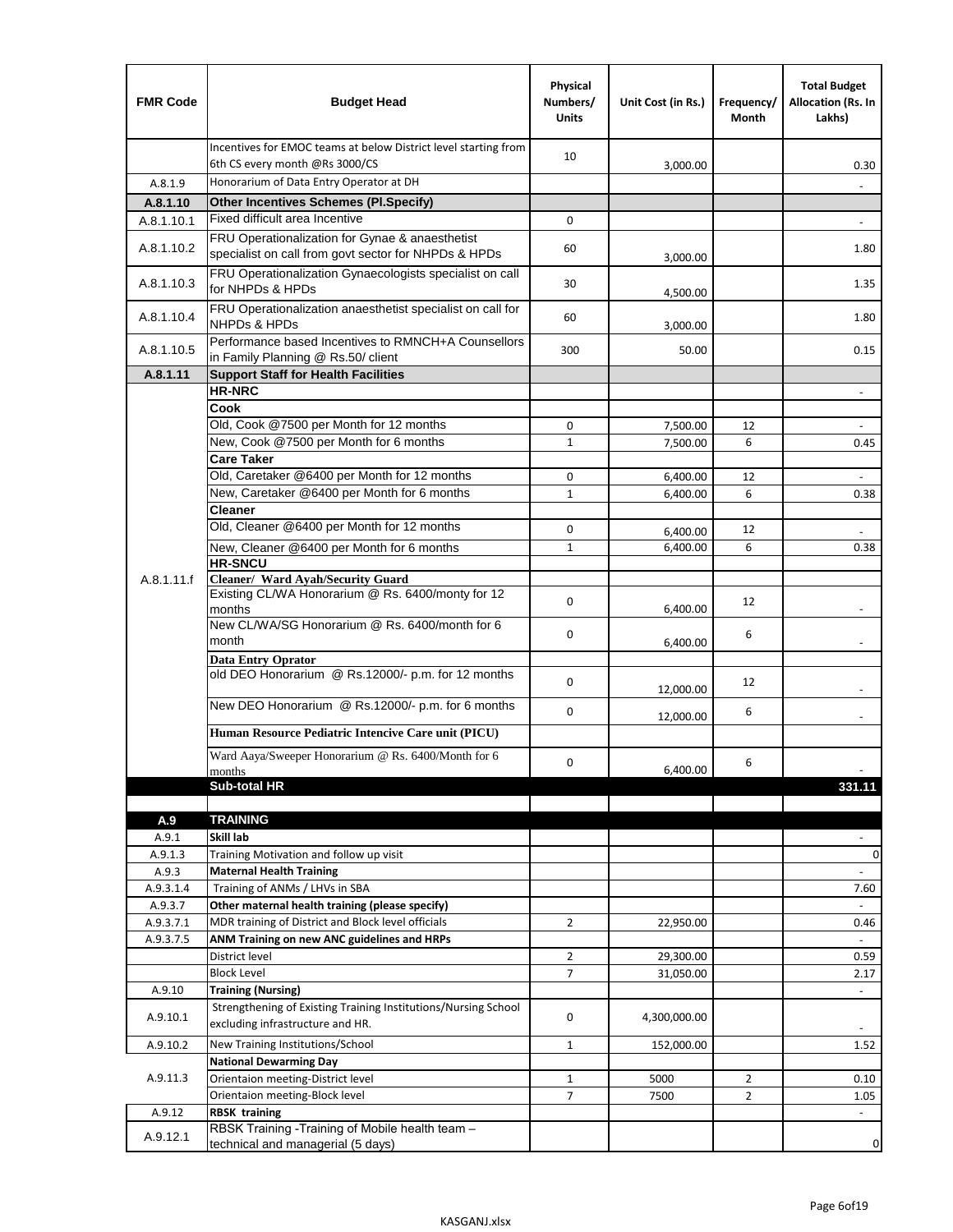| FMR Code | Budget Head | Physical Numbers/ Units | Unit Cost (in Rs.) | Frequency/ Month | Total Budget Allocation (Rs. In Lakhs) |
|---|---|---|---|---|---|
| | Incentives for EMOC teams at below District level starting from 6th CS every month @Rs 3000/CS | 10 | 3,000.00 | | 0.30 |
| A.8.1.9 | Honorarium of Data Entry Operator at DH | | | | - |
| **A.8.1.10** | **Other Incentives Schemes (Pl.Specify)** | | | | |
| A.8.1.10.1 | Fixed difficult area Incentive | 0 | | | - |
| A.8.1.10.2 | FRU Operationalization for Gynae & anaesthetist specialist on call from govt sector for NHPDs & HPDs | 60 | 3,000.00 | | 1.80 |
| A.8.1.10.3 | FRU Operationalization Gynaecologists specialist on call for NHPDs & HPDs | 30 | 4,500.00 | | 1.35 |
| A.8.1.10.4 | FRU Operationalization anaesthetist specialist on call for NHPDs & HPDs | 60 | 3,000.00 | | 1.80 |
| A.8.1.10.5 | Performance based Incentives to RMNCH+A Counsellors in Family Planning @ Rs.50/ client | 300 | 50.00 | | 0.15 |
| **A.8.1.11** | **Support Staff for Health Facilities** | | | | |
| A.8.1.11.f | **HR-NRC** | | | | - |
| | **Cook** | | | | |
| | Old, Cook @7500 per Month for 12 months | 0 | 7,500.00 | 12 | - |
| | New, Cook @7500 per Month for 6 months | 1 | 7,500.00 | 6 | 0.45 |
| | **Care Taker** | | | | |
| | Old, Caretaker @6400 per Month for 12 months | 0 | 6,400.00 | 12 | - |
| | New, Caretaker @6400 per Month for 6 months | 1 | 6,400.00 | 6 | 0.38 |
| | **Cleaner** | | | | |
| | Old, Cleaner @6400 per Month for 12 months | 0 | 6,400.00 | 12 | - |
| | New, Cleaner @6400 per Month for 6 months | 1 | 6,400.00 | 6 | 0.38 |
| | **HR-SNCU** | | | | |
| | **Cleaner/ Ward Ayah/Security Guard** | | | | |
| | Existing CL/WA Honorarium @ Rs. 6400/monty for 12 months | 0 | 6,400.00 | 12 | - |
| | New CL/WA/SG Honorarium @ Rs. 6400/month for 6 month | 0 | 6,400.00 | 6 | - |
| | **Data Entry Oprator** | | | | |
| | old DEO Honorarium @ Rs.12000/- p.m. for 12 months | 0 | 12,000.00 | 12 | - |
| | New DEO Honorarium @ Rs.12000/- p.m. for 6 months | 0 | 12,000.00 | 6 | - |
| | **Human Resource Pediatric Intencive Care unit (PICU)** | | | | |
| | Ward Aaya/Sweeper Honorarium @ Rs. 6400/Month for 6 months | 0 | 6,400.00 | 6 | - |
| | **Sub-total HR** | | | | **331.11** |
| | | | | | |
| **A.9** | **TRAINING** | | | | |
| A.9.1 | **Skill lab** | | | | - |
| A.9.1.3 | Training Motivation and follow up visit | | | | 0 |
| A.9.3 | **Maternal Health Training** | | | | - |
| A.9.3.1.4 | Training of ANMs / LHVs in SBA | | | | 7.60 |
| A.9.3.7 | **Other maternal health training (please specify)** | | | | - |
| A.9.3.7.1 | MDR training of District and Block level officials | 2 | 22,950.00 | | 0.46 |
| A.9.3.7.5 | **ANM Training on new ANC guidelines and HRPs** | | | | - |
| | District level | 2 | 29,300.00 | | 0.59 |
| | Block Level | 7 | 31,050.00 | | 2.17 |
| A.9.10 | **Training (Nursing)** | | | | - |
| A.9.10.1 | Strengthening of Existing Training Institutions/Nursing School excluding infrastructure and HR. | 0 | 4,300,000.00 | | - |
| A.9.10.2 | New Training Institutions/School | 1 | 152,000.00 | | 1.52 |
| A.9.11.3 | **National Dewarming Day** | | | | |
| | Orientaion meeting-District level | 1 | 5000 | 2 | 0.10 |
| | Orientaion meeting-Block level | 7 | 7500 | 2 | 1.05 |
| A.9.12 | **RBSK training** | | | | - |
| A.9.12.1 | RBSK Training -Training of Mobile health team – technical and managerial (5 days) | | | | 0 |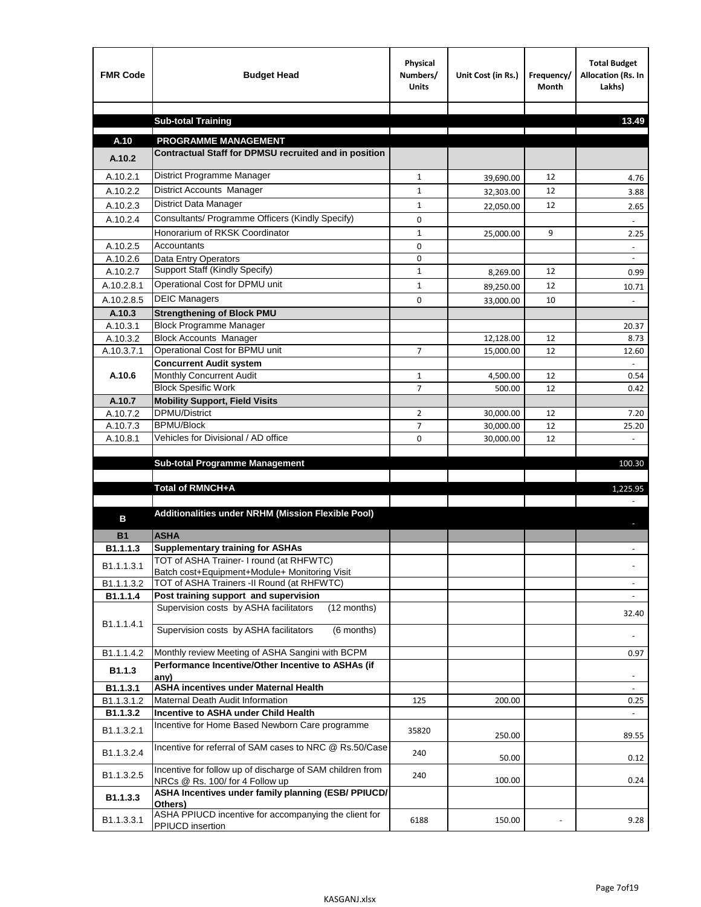| FMR Code | Budget Head | Physical Numbers/ Units | Unit Cost (in Rs.) | Frequency/ Month | Total Budget Allocation (Rs. In Lakhs) |
|---|---|---|---|---|---|
| | | | | | |
| | **Sub-total Training** | | | | **13.49** |
| | | | | | |
| **A.10** | **PROGRAMME MANAGEMENT** | | | | |
| **A.10.2** | **Contractual Staff for DPMSU recruited and in position** | | | | |
| A.10.2.1 | District Programme Manager | 1 | 39,690.00 | 12 | 4.76 |
| A.10.2.2 | District Accounts Manager | 1 | 32,303.00 | 12 | 3.88 |
| A.10.2.3 | District Data Manager | 1 | 22,050.00 | 12 | 2.65 |
| A.10.2.4 | Consultants/ Programme Officers (Kindly Specify) | 0 | | | - |
| | Honorarium of RKSK Coordinator | 1 | 25,000.00 | 9 | 2.25 |
| A.10.2.5 | Accountants | 0 | | | - |
| A.10.2.6 | Data Entry Operators | 0 | | | - |
| A.10.2.7 | Support Staff (Kindly Specify) | 1 | 8,269.00 | 12 | 0.99 |
| A.10.2.8.1 | Operational Cost for DPMU unit | 1 | 89,250.00 | 12 | 10.71 |
| A.10.2.8.5 | DEIC Managers | 0 | 33,000.00 | 10 | - |
| **A.10.3** | **Strengthening of Block PMU** | | | | |
| A.10.3.1 | Block Programme Manager | | | | 20.37 |
| A.10.3.2 | Block Accounts Manager | | 12,128.00 | 12 | 8.73 |
| A.10.3.7.1 | Operational Cost for BPMU unit | 7 | 15,000.00 | 12 | 12.60 |
| **A.10.6** | **Concurrent Audit system** | | | | - |
| | Monthly Concurrent Audit | 1 | 4,500.00 | 12 | 0.54 |
| | Block Spesific Work | 7 | 500.00 | 12 | 0.42 |
| **A.10.7** | **Mobility Support, Field Visits** | | | | |
| A.10.7.2 | DPMU/District | 2 | 30,000.00 | 12 | 7.20 |
| A.10.7.3 | BPMU/Block | 7 | 30,000.00 | 12 | 25.20 |
| A.10.8.1 | Vehicles for Divisional / AD office | 0 | 30,000.00 | 12 | - |
| | | | | | |
| | **Sub-total Programme Management** | | | | 100.30 |
| | | | | | |
| | **Total of RMNCH+A** | | | | 1,225.95 |
| | | | | | - |
| **B** | **Additionalities under NRHM (Mission Flexible Pool)** | | | | - |
| **B1** | **ASHA** | | | | |
| **B1.1.1.3** | **Supplementary training for ASHAs** | | | | - |
| B1.1.1.3.1 | TOT of ASHA Trainer- I round (at RHFWTC) Batch cost+Equipment+Module+ Monitoring Visit | | | | - |
| B1.1.1.3.2 | TOT of ASHA Trainers -II Round (at RHFWTC) | | | | - |
| **B1.1.1.4** | **Post training support and supervision** | | | | - |
| B1.1.1.4.1 | Supervision costs by ASHA facilitators (12 months) | | | | 32.40 |
| | Supervision costs by ASHA facilitators (6 months) | | | | - |
| B1.1.1.4.2 | Monthly review Meeting of ASHA Sangini with BCPM | | | | 0.97 |
| **B1.1.3** | **Performance Incentive/Other Incentive to ASHAs (if any)** | | | | - |
| **B1.1.3.1** | **ASHA incentives under Maternal Health** | | | | - |
| B1.1.3.1.2 | Maternal Death Audit Information | 125 | 200.00 | | 0.25 |
| **B1.1.3.2** | **Incentive to ASHA under Child Health** | | | | - |
| B1.1.3.2.1 | Incentive for Home Based Newborn Care programme | 35820 | 250.00 | | 89.55 |
| B1.1.3.2.4 | Incentive for referral of SAM cases to NRC @ Rs.50/Case | 240 | 50.00 | | 0.12 |
| B1.1.3.2.5 | Incentive for follow up of discharge of SAM children from NRCs @ Rs. 100/ for 4 Follow up | 240 | 100.00 | | 0.24 |
| **B1.1.3.3** | **ASHA Incentives under family planning (ESB/ PPIUCD/ Others)** | | | | |
| B1.1.3.3.1 | ASHA PPIUCD incentive for accompanying the client for PPIUCD insertion | 6188 | 150.00 | - | 9.28 |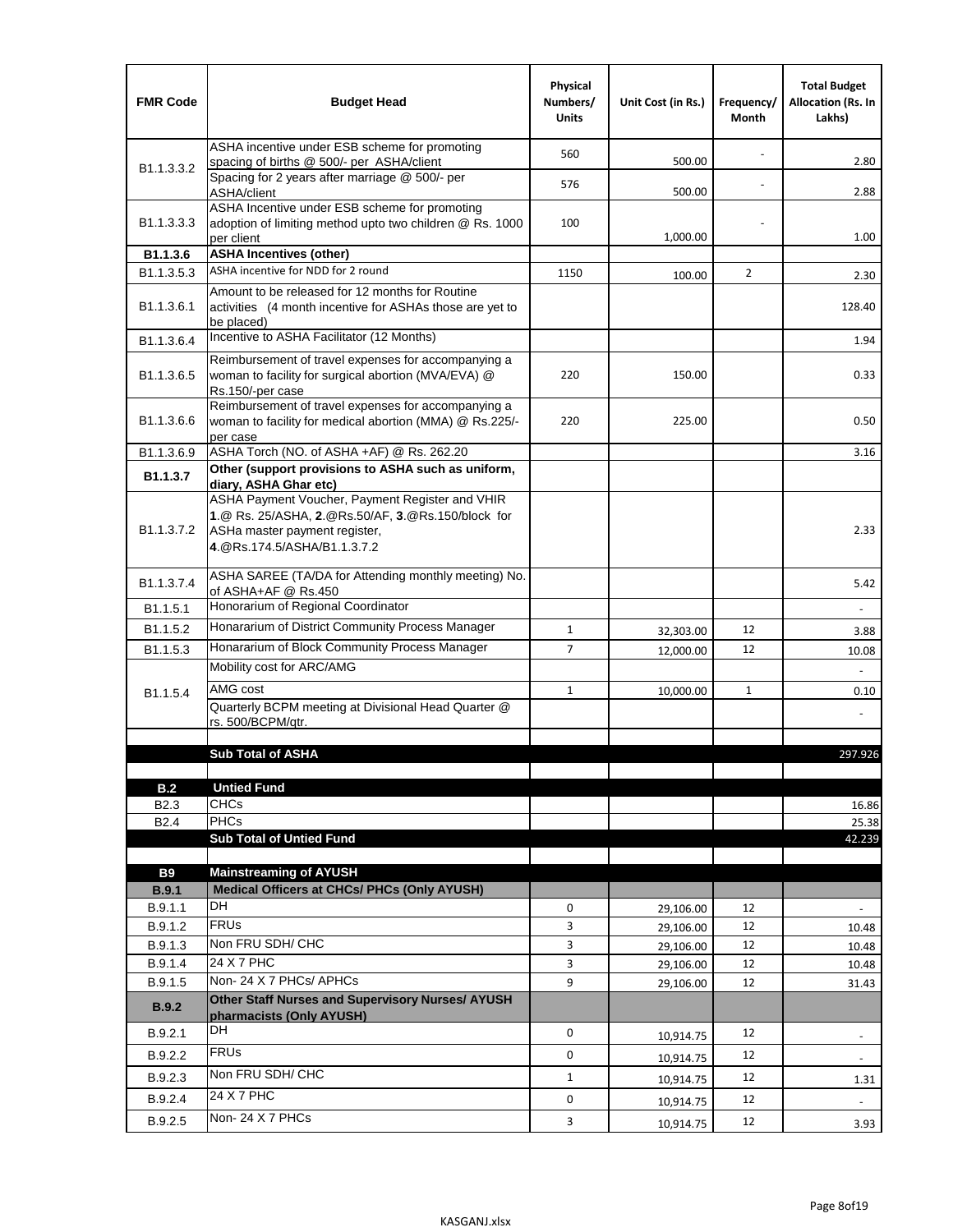| FMR Code | Budget Head | Physical Numbers/ Units | Unit Cost (in Rs.) | Frequency/ Month | Total Budget Allocation (Rs. In Lakhs) |
|---|---|---|---|---|---|
| B1.1.3.3.2 | ASHA incentive under ESB scheme for promoting spacing of births @ 500/- per ASHA/client | 560 | 500.00 | - | 2.80 |
| | Spacing for 2 years after marriage @ 500/- per ASHA/client | 576 | 500.00 | - | 2.88 |
| B1.1.3.3.3 | ASHA Incentive under ESB scheme for promoting adoption of limiting method upto two children @ Rs. 1000 per client | 100 | 1,000.00 | - | 1.00 |
| **B1.1.3.6** | **ASHA Incentives (other)** | | | | |
| B1.1.3.5.3 | ASHA incentive for NDD for 2 round | 1150 | 100.00 | 2 | 2.30 |
| B1.1.3.6.1 | Amount to be released for 12 months for Routine activities (4 month incentive for ASHAs those are yet to be placed) | | | | 128.40 |
| B1.1.3.6.4 | Incentive to ASHA Facilitator (12 Months) | | | | 1.94 |
| B1.1.3.6.5 | Reimbursement of travel expenses for accompanying a woman to facility for surgical abortion (MVA/EVA) @ Rs.150/-per case | 220 | 150.00 | | 0.33 |
| B1.1.3.6.6 | Reimbursement of travel expenses for accompanying a woman to facility for medical abortion (MMA) @ Rs.225/- per case | 220 | 225.00 | | 0.50 |
| B1.1.3.6.9 | ASHA Torch (NO. of ASHA +AF) @ Rs. 262.20 | | | | 3.16 |
| **B1.1.3.7** | **Other (support provisions to ASHA such as uniform, diary, ASHA Ghar etc)** | | | | |
| B1.1.3.7.2 | ASHA Payment Voucher, Payment Register and VHIR **1**.@ Rs. 25/ASHA, **2**.@Rs.50/AF, **3**.@Rs.150/block for ASHa master payment register, **4**.@Rs.174.5/ASHA/B1.1.3.7.2 | | | | 2.33 |
| B1.1.3.7.4 | ASHA SAREE (TA/DA for Attending monthly meeting) No. of ASHA+AF @ Rs.450 | | | | 5.42 |
| B1.1.5.1 | Honorarium of Regional Coordinator | | | | - |
| B1.1.5.2 | Honararium of District Community Process Manager | 1 | 32,303.00 | 12 | 3.88 |
| B1.1.5.3 | Honararium of Block Community Process Manager | 7 | 12,000.00 | 12 | 10.08 |
| B1.1.5.4 | Mobility cost for ARC/AMG | | | | - |
| | AMG cost | 1 | 10,000.00 | 1 | 0.10 |
| | Quarterly BCPM meeting at Divisional Head Quarter @ rs. 500/BCPM/qtr. | | | | - |
| | | | | | |
| | **Sub Total of ASHA** | | | | 297.926 |
| | | | | | |
| **B.2** | **Untied Fund** | | | | |
| B2.3 | CHCs | | | | 16.86 |
| B2.4 | PHCs | | | | 25.38 |
| | **Sub Total of Untied Fund** | | | | 42.239 |
| | | | | | |
| **B9** | **Mainstreaming of AYUSH** | | | | |
| **B.9.1** | **Medical Officers at CHCs/ PHCs (Only AYUSH)** | | | | |
| B.9.1.1 | DH | 0 | 29,106.00 | 12 | - |
| B.9.1.2 | FRUs | 3 | 29,106.00 | 12 | 10.48 |
| B.9.1.3 | Non FRU SDH/ CHC | 3 | 29,106.00 | 12 | 10.48 |
| B.9.1.4 | 24 X 7 PHC | 3 | 29,106.00 | 12 | 10.48 |
| B.9.1.5 | Non- 24 X 7 PHCs/ APHCs | 9 | 29,106.00 | 12 | 31.43 |
| **B.9.2** | **Other Staff Nurses and Supervisory Nurses/ AYUSH pharmacists (Only AYUSH)** | | | | |
| B.9.2.1 | DH | 0 | 10,914.75 | 12 | - |
| B.9.2.2 | FRUs | 0 | 10,914.75 | 12 | - |
| B.9.2.3 | Non FRU SDH/ CHC | 1 | 10,914.75 | 12 | 1.31 |
| B.9.2.4 | 24 X 7 PHC | 0 | 10,914.75 | 12 | - |
| B.9.2.5 | Non- 24 X 7 PHCs | 3 | 10,914.75 | 12 | 3.93 |

KASGANJ.xlsx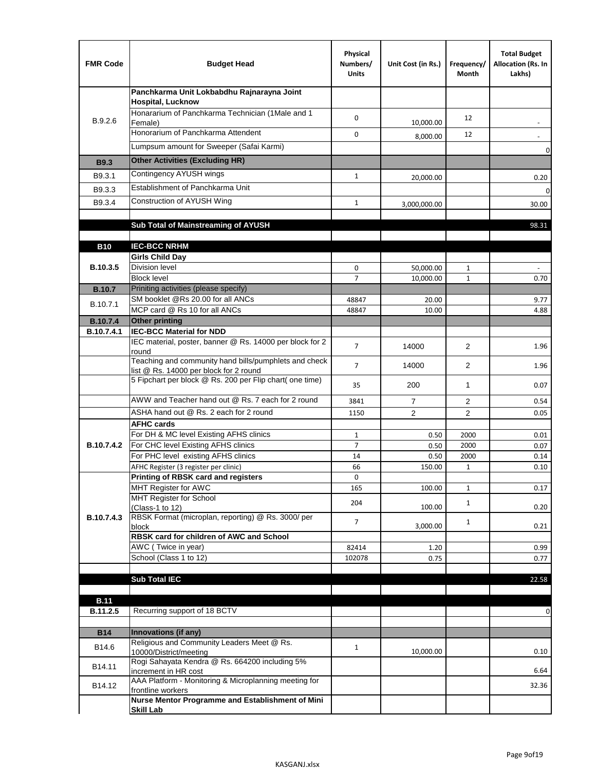| FMR Code | Budget Head | Physical Numbers/ Units | Unit Cost (in Rs.) | Frequency/ Month | Total Budget Allocation (Rs. In Lakhs) |
|---|---|---|---|---|---|
| B.9.2.6 | **Panchkarma Unit Lokbabdhu Rajnarayna Joint Hospital, Lucknow** | | | | |
| | Honorarium of Panchkarma Technician (1Male and 1 Female) | 0 | 10,000.00 | 12 | - |
| | Honorarium of Panchkarma Attendent | 0 | 8,000.00 | 12 | - |
| | Lumpsum amount for Sweeper (Safai Karmi) | | | | 0 |
| **B9.3** | **Other Activities (Excluding HR)** | | | | |
| B9.3.1 | Contingency AYUSH wings | 1 | 20,000.00 | | 0.20 |
| B9.3.3 | Establishment of Panchkarma Unit | | | | 0 |
| B9.3.4 | Construction of AYUSH Wing | 1 | 3,000,000.00 | | 30.00 |
| | | | | | |
| | **Sub Total of Mainstreaming of AYUSH** | | | | 98.31 |
| | | | | | |
| **B10** | **IEC-BCC NRHM** | | | | |
| **B.10.3.5** | **Girls Child Day** | | | | |
| | Division level | 0 | 50,000.00 | 1 | - |
| | Block level | 7 | 10,000.00 | 1 | 0.70 |
| **B.10.7** | Priniting activities (please specify) | | | | |
| B.10.7.1 | SM booklet @Rs 20.00 for all ANCs | 48847 | 20.00 | | 9.77 |
| | MCP card @ Rs 10 for all ANCs | 48847 | 10.00 | | 4.88 |
| **B.10.7.4** | **Other printing** | | | | |
| **B.10.7.4.1** | **IEC-BCC Material for NDD** | | | | |
| | IEC material, poster, banner @ Rs. 14000 per block for 2 round | 7 | 14000 | 2 | 1.96 |
| | Teaching and community hand bills/pumphlets and check list @ Rs. 14000 per block for 2 round | 7 | 14000 | 2 | 1.96 |
| | 5 Fipchart per block @ Rs. 200 per Flip chart( one time) | 35 | 200 | 1 | 0.07 |
| | AWW and Teacher hand out @ Rs. 7 each for 2 round | 3841 | 7 | 2 | 0.54 |
| | ASHA hand out @ Rs. 2 each for 2 round | 1150 | 2 | 2 | 0.05 |
| **B.10.7.4.2** | **AFHC cards** | | | | |
| | For DH & MC level Existing AFHS clinics | 1 | 0.50 | 2000 | 0.01 |
| | For CHC level Existing AFHS clinics | 7 | 0.50 | 2000 | 0.07 |
| | For PHC level existing AFHS clinics | 14 | 0.50 | 2000 | 0.14 |
| | AFHC Register (3 register per clinic) | 66 | 150.00 | 1 | 0.10 |
| **B.10.7.4.3** | **Printing of RBSK card and registers** | 0 | | | |
| | MHT Register for AWC | 165 | 100.00 | 1 | 0.17 |
| | MHT Register for School (Class-1 to 12) | 204 | 100.00 | 1 | 0.20 |
| | RBSK Format (microplan, reporting) @ Rs. 3000/ per block | 7 | 3,000.00 | 1 | 0.21 |
| | **RBSK card for children of AWC and School** | | | | |
| | AWC ( Twice in year) | 82414 | 1.20 | | 0.99 |
| | School (Class 1 to 12) | 102078 | 0.75 | | 0.77 |
| | | | | | |
| | **Sub Total IEC** | | | | 22.58 |
| | | | | | |
| **B.11** | | | | | |
| **B.11.2.5** | Recurring support of 18 BCTV | | | | 0 |
| | | | | | |
| **B14** | **Innovations (if any)** | | | | |
| B14.6 | Religious and Community Leaders Meet @ Rs. 10000/District/meeting | 1 | 10,000.00 | | 0.10 |
| B14.11 | Rogi Sahayata Kendra @ Rs. 664200 including 5% increment in HR cost | | | | 6.64 |
| B14.12 | AAA Platform - Monitoring & Microplanning meeting for frontline workers | | | | 32.36 |
| | **Nurse Mentor Programme and Establishment of Mini Skill Lab** | | | | |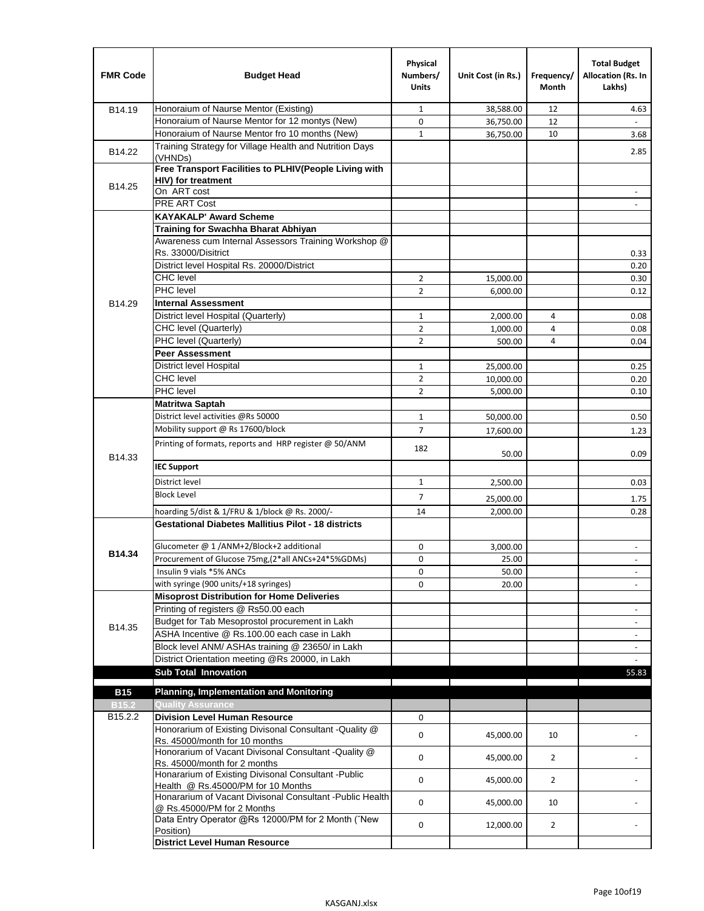| FMR Code | Budget Head | Physical Numbers/ Units | Unit Cost (in Rs.) | Frequency/ Month | Total Budget Allocation (Rs. In Lakhs) |
|---|---|---|---|---|---|
| B14.19 | Honoraium of Naurse Mentor (Existing) | 1 | 38,588.00 | 12 | 4.63 |
| | Honoraium of Naurse Mentor for 12 montys (New) | 0 | 36,750.00 | 12 | - |
| | Honoraium of Naurse Mentor fro 10 months (New) | 1 | 36,750.00 | 10 | 3.68 |
| B14.22 | Training Strategy for Village Health and Nutrition Days (VHNDs) | | | | 2.85 |
| B14.25 | **Free Transport Facilities to PLHIV(People Living with HIV) for treatment** | | | | |
| | On ART cost | | | | - |
| | PRE ART Cost | | | | - |
| B14.29 | **KAYAKALP' Award Scheme** | | | | |
| | **Training for Swachha Bharat Abhiyan** | | | | |
| | Awareness cum Internal Assessors Training Workshop @ Rs. 33000/Disitrict | | | | 0.33 |
| | District level Hospital Rs. 20000/District | | | | 0.20 |
| | CHC level | 2 | 15,000.00 | | 0.30 |
| | PHC level | 2 | 6,000.00 | | 0.12 |
| | **Internal Assessment** | | | | |
| | District level Hospital (Quarterly) | 1 | 2,000.00 | 4 | 0.08 |
| | CHC level (Quarterly) | 2 | 1,000.00 | 4 | 0.08 |
| | PHC level (Quarterly) | 2 | 500.00 | 4 | 0.04 |
| | **Peer Assessment** | | | | |
| | District level Hospital | 1 | 25,000.00 | | 0.25 |
| | CHC level | 2 | 10,000.00 | | 0.20 |
| | PHC level | 2 | 5,000.00 | | 0.10 |
| B14.33 | **Matritwa Saptah** | | | | |
| | District level activities @Rs 50000 | 1 | 50,000.00 | | 0.50 |
| | Mobility support @ Rs 17600/block | 7 | 17,600.00 | | 1.23 |
| | Printing of formats, reports and HRP register @ 50/ANM | 182 | 50.00 | | 0.09 |
| | **IEC Support** | | | | |
| | District level | 1 | 2,500.00 | | 0.03 |
| | Block Level | 7 | 25,000.00 | | 1.75 |
| | hoarding 5/dist & 1/FRU & 1/block @ Rs. 2000/- | 14 | 2,000.00 | | 0.28 |
| **B14.34** | **Gestational Diabetes Mallitius Pilot - 18 districts** | | | | |
| | Glucometer @ 1 /ANM+2/Block+2 additional | 0 | 3,000.00 | | - |
| | Procurement of Glucose 75mg,(2*all ANCs+24*5%GDMs) | 0 | 25.00 | | - |
| | Insulin 9 vials *5% ANCs | 0 | 50.00 | | - |
| | with syringe (900 units/+18 syringes) | 0 | 20.00 | | - |
| B14.35 | **Misoprost Distribution for Home Deliveries** | | | | |
| | Printing of registers @ Rs50.00 each | | | | - |
| | Budget for Tab Mesoprostol procurement in Lakh | | | | - |
| | ASHA Incentive @ Rs.100.00 each case in Lakh | | | | - |
| | Block level ANM/ ASHAs training @ 23650/ in Lakh | | | | - |
| | District Orientation meeting @Rs 20000, in Lakh | | | | - |
| | **Sub Total Innovation** | | | | 55.83 |
| **B15** | **Planning, Implementation and Monitoring** | | | | |
| **B15.2** | **Quality Assurance** | | | | |
| B15.2.2 | **Division Level Human Resource** | 0 | | | |
| | Honorarium of Existing Divisonal Consultant -Quality @ Rs. 45000/month for 10 months | 0 | 45,000.00 | 10 | - |
| | Honorarium of Vacant Divisonal Consultant -Quality @ Rs. 45000/month for 2 months | 0 | 45,000.00 | 2 | - |
| | Honararium of Existing Divisonal Consultant -Public Health @ Rs.45000/PM for 10 Months | 0 | 45,000.00 | 2 | - |
| | Honararium of Vacant Divisonal Consultant -Public Health @ Rs.45000/PM for 2 Months | 0 | 45,000.00 | 10 | - |
| | Data Entry Operator @Rs 12000/PM for 2 Month (˜New Position) | 0 | 12,000.00 | 2 | - |
| | **District Level Human Resource** | | | | |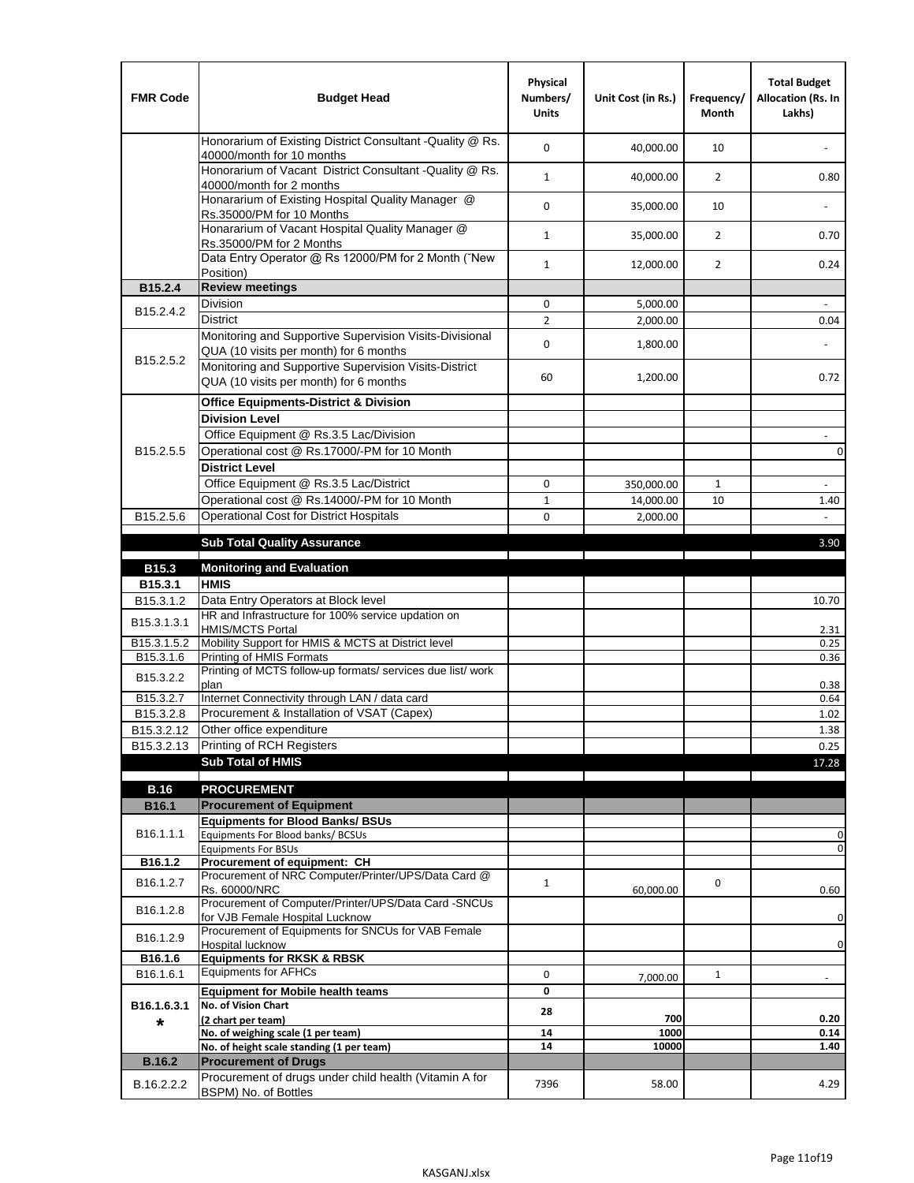| FMR Code | Budget Head | Physical Numbers/ Units | Unit Cost (in Rs.) | Frequency/ Month | Total Budget Allocation (Rs. In Lakhs) |
|---|---|---|---|---|---|
| | Honorarium of Existing District Consultant -Quality @ Rs. 40000/month for 10 months | 0 | 40,000.00 | 10 | - |
| | Honorarium of Vacant District Consultant -Quality @ Rs. 40000/month for 2 months | 1 | 40,000.00 | 2 | 0.80 |
| | Honararium of Existing Hospital Quality Manager @ Rs.35000/PM for 10 Months | 0 | 35,000.00 | 10 | - |
| | Honararium of Vacant Hospital Quality Manager @ Rs.35000/PM for 2 Months | 1 | 35,000.00 | 2 | 0.70 |
| | Data Entry Operator @ Rs 12000/PM for 2 Month (˜New Position) | 1 | 12,000.00 | 2 | 0.24 |
| **B15.2.4** | **Review meetings** | | | | |
| B15.2.4.2 | Division | 0 | 5,000.00 | | - |
| | District | 2 | 2,000.00 | | 0.04 |
| B15.2.5.2 | Monitoring and Supportive Supervision Visits-Divisional QUA (10 visits per month) for 6 months | 0 | 1,800.00 | | - |
| | Monitoring and Supportive Supervision Visits-District QUA (10 visits per month) for 6 months | 60 | 1,200.00 | | 0.72 |
| B15.2.5.5 | **Office Equipments-District & Division** | | | | |
| | **Division Level** | | | | |
| | Office Equipment @ Rs.3.5 Lac/Division | | | | - |
| | Operational cost @ Rs.17000/-PM for 10 Month | | | | 0 |
| | **District Level** | | | | |
| | Office Equipment @ Rs.3.5 Lac/District | 0 | 350,000.00 | 1 | - |
| | Operational cost @ Rs.14000/-PM for 10 Month | 1 | 14,000.00 | 10 | 1.40 |
| B15.2.5.6 | Operational Cost for District Hospitals | 0 | 2,000.00 | | - |
| | **Sub Total Quality Assurance** | | | | 3.90 |
| **B15.3** | **Monitoring and Evaluation** | | | | |
| **B15.3.1** | **HMIS** | | | | |
| B15.3.1.2 | Data Entry Operators at Block level | | | | 10.70 |
| B15.3.1.3.1 | HR and Infrastructure for 100% service updation on HMIS/MCTS Portal | | | | 2.31 |
| B15.3.1.5.2 | Mobility Support for HMIS & MCTS at District level | | | | 0.25 |
| B15.3.1.6 | Printing of HMIS Formats | | | | 0.36 |
| B15.3.2.2 | Printing of MCTS follow-up formats/ services due list/ work plan | | | | 0.38 |
| B15.3.2.7 | Internet Connectivity through LAN / data card | | | | 0.64 |
| B15.3.2.8 | Procurement & Installation of VSAT (Capex) | | | | 1.02 |
| B15.3.2.12 | Other office expenditure | | | | 1.38 |
| B15.3.2.13 | Printing of RCH Registers | | | | 0.25 |
| | **Sub Total of HMIS** | | | | 17.28 |
| **B.16** | **PROCUREMENT** | | | | |
| **B16.1** | **Procurement of Equipment** | | | | |
| B16.1.1.1 | **Equipments for Blood Banks/ BSUs** | | | | |
| | Equipments For Blood banks/ BCSUs | | | | 0 |
| | Equipments For BSUs | | | | 0 |
| **B16.1.2** | **Procurement of equipment: CH** | | | | |
| B16.1.2.7 | Procurement of NRC Computer/Printer/UPS/Data Card @ Rs. 60000/NRC | 1 | 60,000.00 | 0 | 0.60 |
| B16.1.2.8 | Procurement of Computer/Printer/UPS/Data Card -SNCUs for VJB Female Hospital Lucknow | | | | 0 |
| B16.1.2.9 | Procurement of Equipments for SNCUs for VAB Female Hospital lucknow | | | | 0 |
| **B16.1.6** | **Equipments for RKSK & RBSK** | | | | |
| B16.1.6.1 | Equipments for AFHCs | 0 | 7,000.00 | 1 | - |
| **B16.1.6.3.1 *** | **Equipment for Mobile health teams** | **0** | | | |
| | **No. of Vision Chart (2 chart per team)** | **28** | **700** | | **0.20** |
| | **No. of weighing scale (1 per team)** | **14** | **1000** | | **0.14** |
| | **No. of height scale standing (1 per team)** | **14** | **10000** | | **1.40** |
| **B.16.2** | **Procurement of Drugs** | | | | |
| B.16.2.2.2 | Procurement of drugs under child health (Vitamin A for BSPM) No. of Bottles | 7396 | 58.00 | | 4.29 |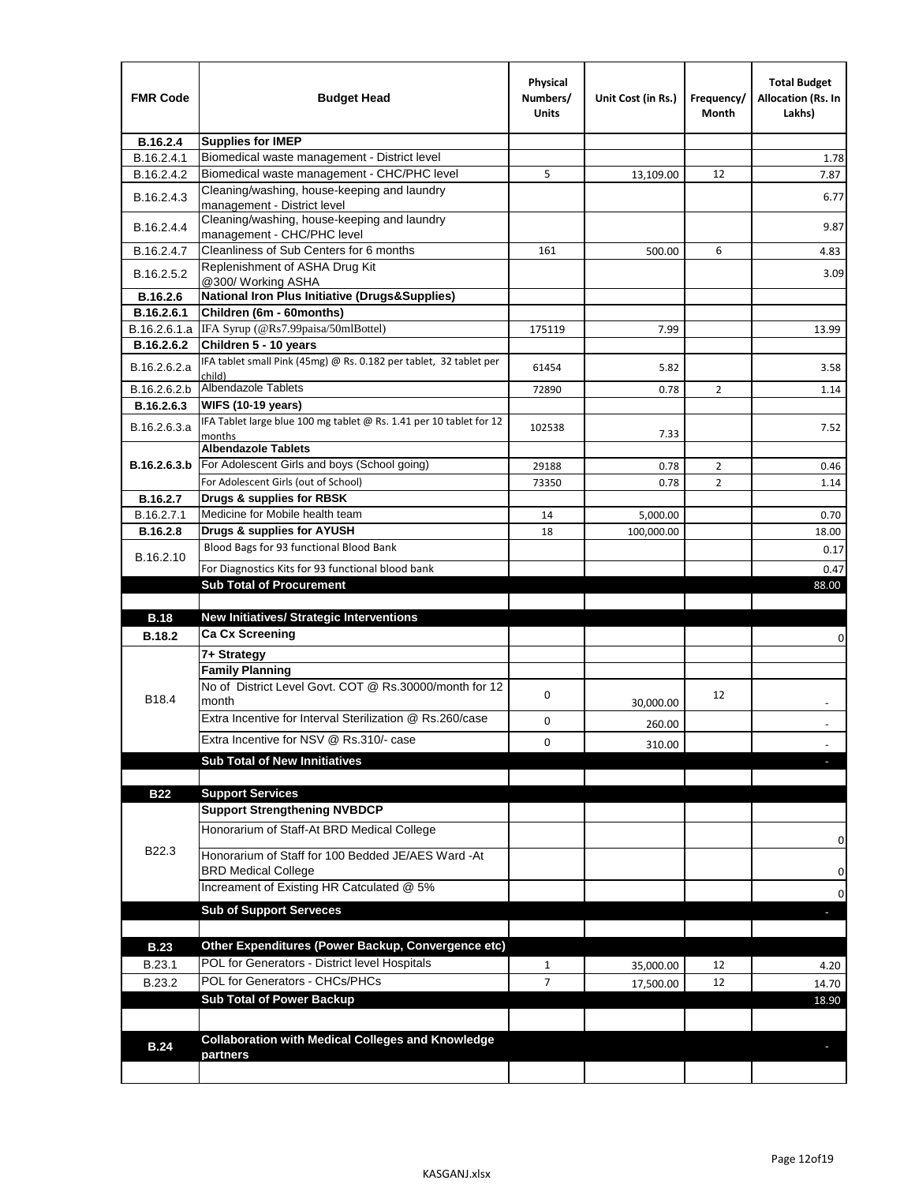| FMR Code | Budget Head | Physical Numbers/ Units | Unit Cost (in Rs.) | Frequency/ Month | Total Budget Allocation (Rs. In Lakhs) |
|---|---|---|---|---|---|
| **B.16.2.4** | **Supplies for IMEP** | | | | |
| B.16.2.4.1 | Biomedical waste management - District level | | | | 1.78 |
| B.16.2.4.2 | Biomedical waste management - CHC/PHC level | 5 | 13,109.00 | 12 | 7.87 |
| B.16.2.4.3 | Cleaning/washing, house-keeping and laundry management - District level | | | | 6.77 |
| B.16.2.4.4 | Cleaning/washing, house-keeping and laundry management - CHC/PHC level | | | | 9.87 |
| B.16.2.4.7 | Cleanliness of Sub Centers for 6 months | 161 | 500.00 | 6 | 4.83 |
| B.16.2.5.2 | Replenishment of ASHA Drug Kit @300/ Working ASHA | | | | 3.09 |
| **B.16.2.6** | **National Iron Plus Initiative (Drugs&Supplies)** | | | | |
| **B.16.2.6.1** | **Children (6m - 60months)** | | | | |
| B.16.2.6.1.a | IFA Syrup (@Rs7.99paisa/50mlBottel) | 175119 | 7.99 | | 13.99 |
| **B.16.2.6.2** | **Children 5 - 10 years** | | | | |
| B.16.2.6.2.a | IFA tablet small Pink (45mg) @ Rs. 0.182 per tablet, 32 tablet per child) | 61454 | 5.82 | | 3.58 |
| B.16.2.6.2.b | Albendazole Tablets | 72890 | 0.78 | 2 | 1.14 |
| **B.16.2.6.3** | **WIFS (10-19 years)** | | | | |
| B.16.2.6.3.a | IFA Tablet large blue 100 mg tablet @ Rs. 1.41 per 10 tablet for 12 months | 102538 | 7.33 | | 7.52 |
| **B.16.2.6.3.b** | **Albendazole Tablets** | | | | |
| | For Adolescent Girls and boys (School going) | 29188 | 0.78 | 2 | 0.46 |
| | For Adolescent Girls (out of School) | 73350 | 0.78 | 2 | 1.14 |
| **B.16.2.7** | **Drugs & supplies for RBSK** | | | | |
| B.16.2.7.1 | Medicine for Mobile health team | 14 | 5,000.00 | | 0.70 |
| **B.16.2.8** | **Drugs & supplies for AYUSH** | 18 | 100,000.00 | | 18.00 |
| B.16.2.10 | Blood Bags for 93 functional Blood Bank | | | | 0.17 |
| | For Diagnostics Kits for 93 functional blood bank | | | | 0.47 |
| | **Sub Total of Procurement** | | | | 88.00 |
| | | | | | |
| **B.18** | **New Initiatives/ Strategic Interventions** | | | | |
| **B.18.2** | **Ca Cx Screening** | | | | 0 |
| B18.4 | **7+ Strategy** | | | | |
| | **Family Planning** | | | | |
| | No of District Level Govt. COT @ Rs.30000/month for 12 month | 0 | 30,000.00 | 12 | - |
| | Extra Incentive for Interval Sterilization @ Rs.260/case | 0 | 260.00 | | - |
| | Extra Incentive for NSV @ Rs.310/- case | 0 | 310.00 | | - |
| | **Sub Total of New Innitiatives** | | | | - |
| | | | | | |
| **B22** | **Support Services** | | | | |
| B22.3 | **Support Strengthening NVBDCP** | | | | |
| | Honorarium of Staff-At BRD Medical College | | | | 0 |
| | Honorarium of Staff for 100 Bedded JE/AES Ward -At BRD Medical College | | | | 0 |
| | Increament of Existing HR Catculated @ 5% | | | | 0 |
| | **Sub of Support Serveces** | | | | - |
| | | | | | |
| **B.23** | **Other Expenditures (Power Backup, Convergence etc)** | | | | |
| B.23.1 | POL for Generators - District level Hospitals | 1 | 35,000.00 | 12 | 4.20 |
| B.23.2 | POL for Generators - CHCs/PHCs | 7 | 17,500.00 | 12 | 14.70 |
| | **Sub Total of Power Backup** | | | | 18.90 |
| | | | | | |
| **B.24** | **Collaboration with Medical Colleges and Knowledge partners** | | | | - |
| | | | | | |

KASGANJ.xlsx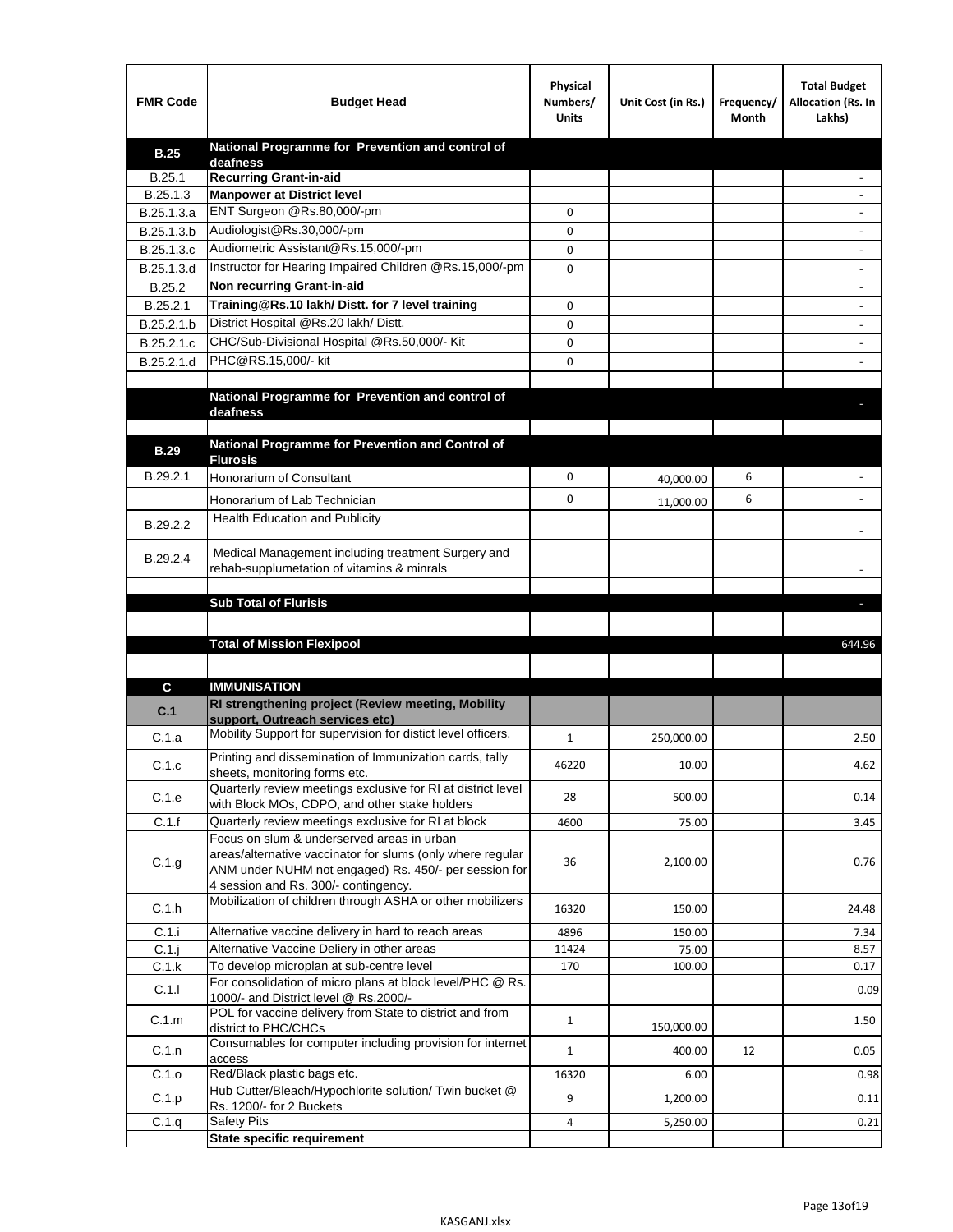| FMR Code | Budget Head | Physical Numbers/ Units | Unit Cost (in Rs.) | Frequency/ Month | Total Budget Allocation (Rs. In Lakhs) |
|---|---|---|---|---|---|
| **B.25** | **National Programme for Prevention and control of deafness** | | | | |
| B.25.1 | **Recurring Grant-in-aid** | | | | - |
| B.25.1.3 | **Manpower at District level** | | | | - |
| B.25.1.3.a | ENT Surgeon @Rs.80,000/-pm | 0 | | | - |
| B.25.1.3.b | Audiologist@Rs.30,000/-pm | 0 | | | - |
| B.25.1.3.c | Audiometric Assistant@Rs.15,000/-pm | 0 | | | - |
| B.25.1.3.d | Instructor for Hearing Impaired Children @Rs.15,000/-pm | 0 | | | - |
| B.25.2 | **Non recurring Grant-in-aid** | | | | - |
| B.25.2.1 | **Training@Rs.10 lakh/ Distt. for 7 level training** | 0 | | | - |
| B.25.2.1.b | District Hospital @Rs.20 lakh/ Distt. | 0 | | | - |
| B.25.2.1.c | CHC/Sub-Divisional Hospital @Rs.50,000/- Kit | 0 | | | - |
| B.25.2.1.d | PHC@RS.15,000/- kit | 0 | | | - |
| | | | | | |
| | **National Programme for Prevention and control of deafness** | | | | - |
| | | | | | |
| **B.29** | **National Programme for Prevention and Control of Flurosis** | | | | |
| B.29.2.1 | Honorarium of Consultant | 0 | 40,000.00 | 6 | - |
| | Honorarium of Lab Technician | 0 | 11,000.00 | 6 | - |
| B.29.2.2 | Health Education and Publicity | | | | - |
| B.29.2.4 | Medical Management including treatment Surgery and rehab-supplumetation of vitamins & minrals | | | | - |
| | | | | | |
| | **Sub Total of Flurisis** | | | | - |
| | | | | | |
| | **Total of Mission Flexipool** | | | | 644.96 |
| | | | | | |
| **C** | **IMMUNISATION** | | | | |
| **C.1** | **RI strengthening project (Review meeting, Mobility support, Outreach services etc)** | | | | |
| C.1.a | Mobility Support for supervision for distict level officers. | 1 | 250,000.00 | | 2.50 |
| C.1.c | Printing and dissemination of Immunization cards, tally sheets, monitoring forms etc. | 46220 | 10.00 | | 4.62 |
| C.1.e | Quarterly review meetings exclusive for RI at district level with Block MOs, CDPO, and other stake holders | 28 | 500.00 | | 0.14 |
| C.1.f | Quarterly review meetings exclusive for RI at block | 4600 | 75.00 | | 3.45 |
| C.1.g | Focus on slum & underserved areas in urban areas/alternative vaccinator for slums (only where regular ANM under NUHM not engaged) Rs. 450/- per session for 4 session and Rs. 300/- contingency. | 36 | 2,100.00 | | 0.76 |
| C.1.h | Mobilization of children through ASHA or other mobilizers | 16320 | 150.00 | | 24.48 |
| C.1.i | Alternative vaccine delivery in hard to reach areas | 4896 | 150.00 | | 7.34 |
| C.1.j | Alternative Vaccine Deliery in other areas | 11424 | 75.00 | | 8.57 |
| C.1.k | To develop microplan at sub-centre level | 170 | 100.00 | | 0.17 |
| C.1.l | For consolidation of micro plans at block level/PHC @ Rs. 1000/- and District level @ Rs.2000/- | | | | 0.09 |
| C.1.m | POL for vaccine delivery from State to district and from district to PHC/CHCs | 1 | 150,000.00 | | 1.50 |
| C.1.n | Consumables for computer including provision for internet access | 1 | 400.00 | 12 | 0.05 |
| C.1.o | Red/Black plastic bags etc. | 16320 | 6.00 | | 0.98 |
| C.1.p | Hub Cutter/Bleach/Hypochlorite solution/ Twin bucket @ Rs. 1200/- for 2 Buckets | 9 | 1,200.00 | | 0.11 |
| C.1.q | Safety Pits | 4 | 5,250.00 | | 0.21 |
| | **State specific requirement** | | | | |

KASGANJ.xlsx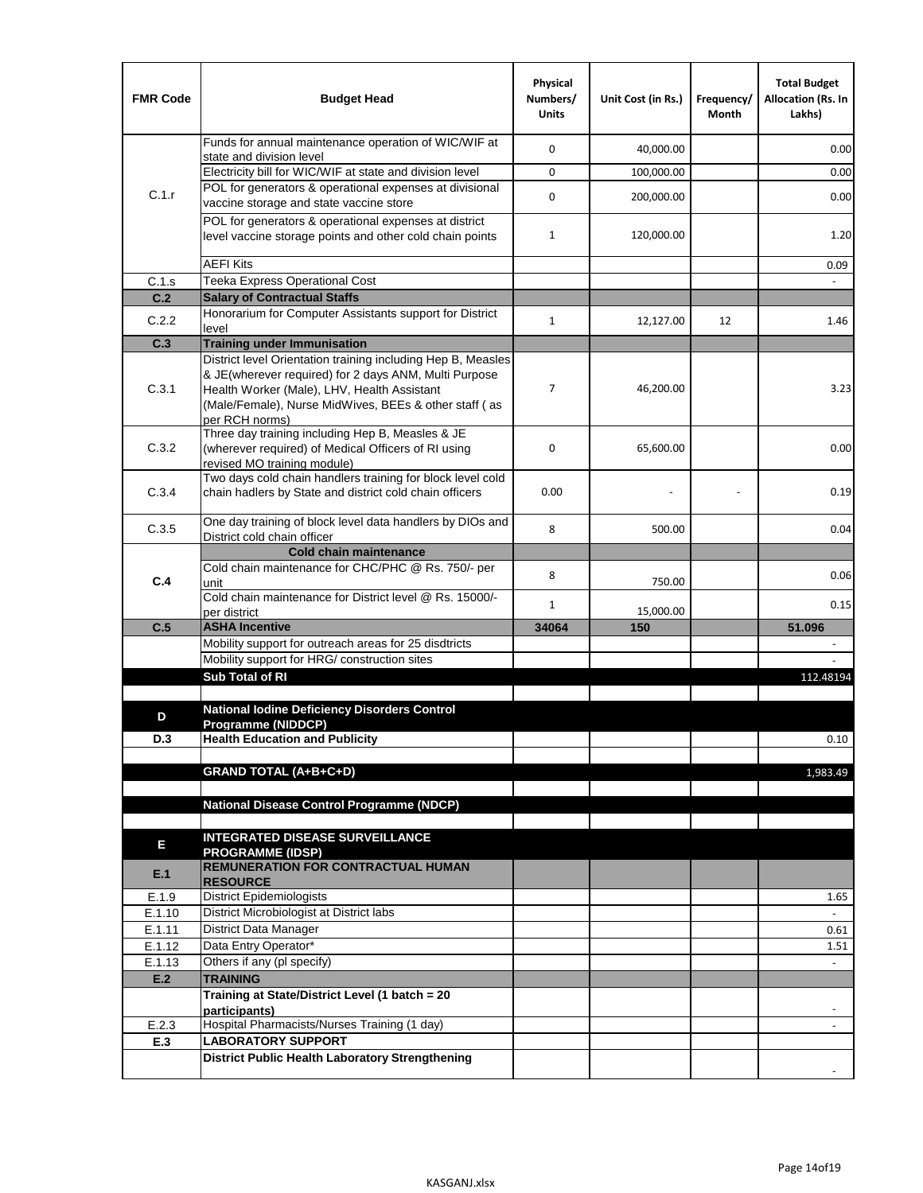| FMR Code | Budget Head | Physical Numbers/ Units | Unit Cost (in Rs.) | Frequency/ Month | Total Budget Allocation (Rs. In Lakhs) |
|---|---|---|---|---|---|
| C.1.r | Funds for annual maintenance operation of WIC/WIF at state and division level | 0 | 40,000.00 | | 0.00 |
| | Electricity bill for WIC/WIF at state and division level | 0 | 100,000.00 | | 0.00 |
| | POL for generators & operational expenses at divisional vaccine storage and state vaccine store | 0 | 200,000.00 | | 0.00 |
| | POL for generators & operational expenses at district level vaccine storage points and other cold chain points | 1 | 120,000.00 | | 1.20 |
| | AEFI Kits | | | | 0.09 |
| C.1.s | Teeka Express Operational Cost | | | | - |
| **C.2** | **Salary of Contractual Staffs** | | | | |
| C.2.2 | Honorarium for Computer Assistants support for District level | 1 | 12,127.00 | 12 | 1.46 |
| **C.3** | **Training under Immunisation** | | | | |
| C.3.1 | District level Orientation training including Hep B, Measles & JE(wherever required) for 2 days ANM, Multi Purpose Health Worker (Male), LHV, Health Assistant (Male/Female), Nurse MidWives, BEEs & other staff ( as per RCH norms) | 7 | 46,200.00 | | 3.23 |
| C.3.2 | Three day training including Hep B, Measles & JE (wherever required) of Medical Officers of RI using revised MO training module) | 0 | 65,600.00 | | 0.00 |
| C.3.4 | Two days cold chain handlers training for block level cold chain hadlers by State and district cold chain officers | 0.00 | - | - | 0.19 |
| C.3.5 | One day training of block level data handlers by DIOs and District cold chain officer | 8 | 500.00 | | 0.04 |
| **C.4** | **Cold chain maintenance** | | | | |
| | Cold chain maintenance for CHC/PHC @ Rs. 750/- per unit | 8 | 750.00 | | 0.06 |
| | Cold chain maintenance for District level @ Rs. 15000/- per district | 1 | 15,000.00 | | 0.15 |
| **C.5** | **ASHA Incentive** | **34064** | **150** | | **51.096** |
| | Mobility support for outreach areas for 25 disdtricts | | | | - |
| | Mobility support for HRG/ construction sites | | | | - |
| | **Sub Total of RI** | | | | 112.48194 |
| | | | | | |
| **D** | **National Iodine Deficiency Disorders Control Programme (NIDDCP)** | | | | |
| **D.3** | **Health Education and Publicity** | | | | 0.10 |
| | | | | | |
| | **GRAND TOTAL (A+B+C+D)** | | | | 1,983.49 |
| | | | | | |
| | **National Disease Control Programme (NDCP)** | | | | |
| | | | | | |
| **E** | **INTEGRATED DISEASE SURVEILLANCE PROGRAMME (IDSP)** | | | | |
| **E.1** | **REMUNERATION FOR CONTRACTUAL HUMAN RESOURCE** | | | | |
| E.1.9 | District Epidemiologists | | | | 1.65 |
| E.1.10 | District Microbiologist at District labs | | | | - |
| E.1.11 | District Data Manager | | | | 0.61 |
| E.1.12 | Data Entry Operator* | | | | 1.51 |
| E.1.13 | Others if any (pl specify) | | | | - |
| **E.2** | **TRAINING** | | | | |
| | **Training at State/District Level (1 batch = 20 participants)** | | | | - |
| E.2.3 | Hospital Pharmacists/Nurses Training (1 day) | | | | - |
| **E.3** | **LABORATORY SUPPORT** | | | | |
| | **District Public Health Laboratory Strengthening** | | | | - |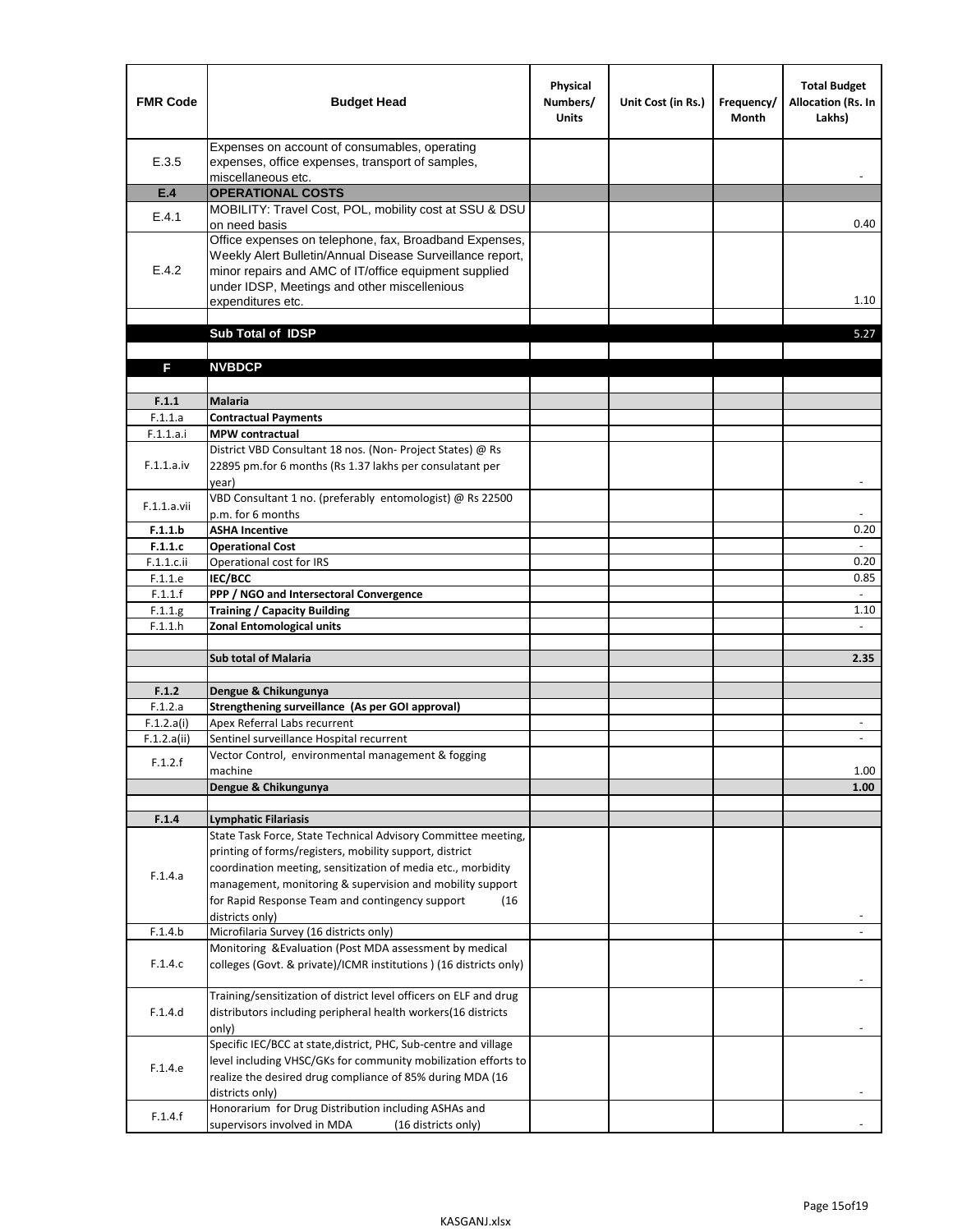| FMR Code | Budget Head | Physical Numbers/ Units | Unit Cost (in Rs.) | Frequency/ Month | Total Budget Allocation (Rs. In Lakhs) |
|---|---|---|---|---|---|
| E.3.5 | Expenses on account of consumables, operating expenses, office expenses, transport of samples, miscellaneous etc. | | | | - |
| **E.4** | **OPERATIONAL COSTS** | | | | |
| E.4.1 | MOBILITY: Travel Cost, POL, mobility cost at SSU & DSU on need basis | | | | 0.40 |
| E.4.2 | Office expenses on telephone, fax, Broadband Expenses, Weekly Alert Bulletin/Annual Disease Surveillance report, minor repairs and AMC of IT/office equipment supplied under IDSP, Meetings and other miscellenious expenditures etc. | | | | 1.10 |
| | | | | | |
| | **Sub Total of IDSP** | | | | 5.27 |
| | | | | | |
| **F** | **NVBDCP** | | | | |
| | | | | | |
| **F.1.1** | **Malaria** | | | | |
| F.1.1.a | **Contractual Payments** | | | | |
| F.1.1.a.i | **MPW contractual** | | | | |
| F.1.1.a.iv | District VBD Consultant 18 nos. (Non- Project States) @ Rs 22895 pm.for 6 months (Rs 1.37 lakhs per consulatant per year) | | | | - |
| F.1.1.a.vii | VBD Consultant 1 no. (preferably entomologist) @ Rs 22500 p.m. for 6 months | | | | - |
| **F.1.1.b** | **ASHA Incentive** | | | | 0.20 |
| **F.1.1.c** | **Operational Cost** | | | | - |
| F.1.1.c.ii | Operational cost for IRS | | | | 0.20 |
| F.1.1.e | **IEC/BCC** | | | | 0.85 |
| F.1.1.f | **PPP / NGO and Intersectoral Convergence** | | | | - |
| F.1.1.g | **Training / Capacity Building** | | | | 1.10 |
| F.1.1.h | **Zonal Entomological units** | | | | - |
| | | | | | |
| | **Sub total of Malaria** | | | | **2.35** |
| | | | | | |
| **F.1.2** | **Dengue & Chikungunya** | | | | |
| F.1.2.a | **Strengthening surveillance (As per GOI approval)** | | | | |
| F.1.2.a(i) | Apex Referral Labs recurrent | | | | - |
| F.1.2.a(ii) | Sentinel surveillance Hospital recurrent | | | | - |
| F.1.2.f | Vector Control, environmental management & fogging machine | | | | 1.00 |
| | **Dengue & Chikungunya** | | | | **1.00** |
| | | | | | |
| **F.1.4** | **Lymphatic Filariasis** | | | | |
| F.1.4.a | State Task Force, State Technical Advisory Committee meeting, printing of forms/registers, mobility support, district coordination meeting, sensitization of media etc., morbidity management, monitoring & supervision and mobility support for Rapid Response Team and contingency support (16 districts only) | | | | - |
| F.1.4.b | Microfilaria Survey (16 districts only) | | | | - |
| F.1.4.c | Monitoring &Evaluation (Post MDA assessment by medical colleges (Govt. & private)/ICMR institutions ) (16 districts only) | | | | - |
| F.1.4.d | Training/sensitization of district level officers on ELF and drug distributors including peripheral health workers(16 districts only) | | | | - |
| F.1.4.e | Specific IEC/BCC at state,district, PHC, Sub-centre and village level including VHSC/GKs for community mobilization efforts to realize the desired drug compliance of 85% during MDA (16 districts only) | | | | - |
| F.1.4.f | Honorarium for Drug Distribution including ASHAs and supervisors involved in MDA (16 districts only) | | | | - |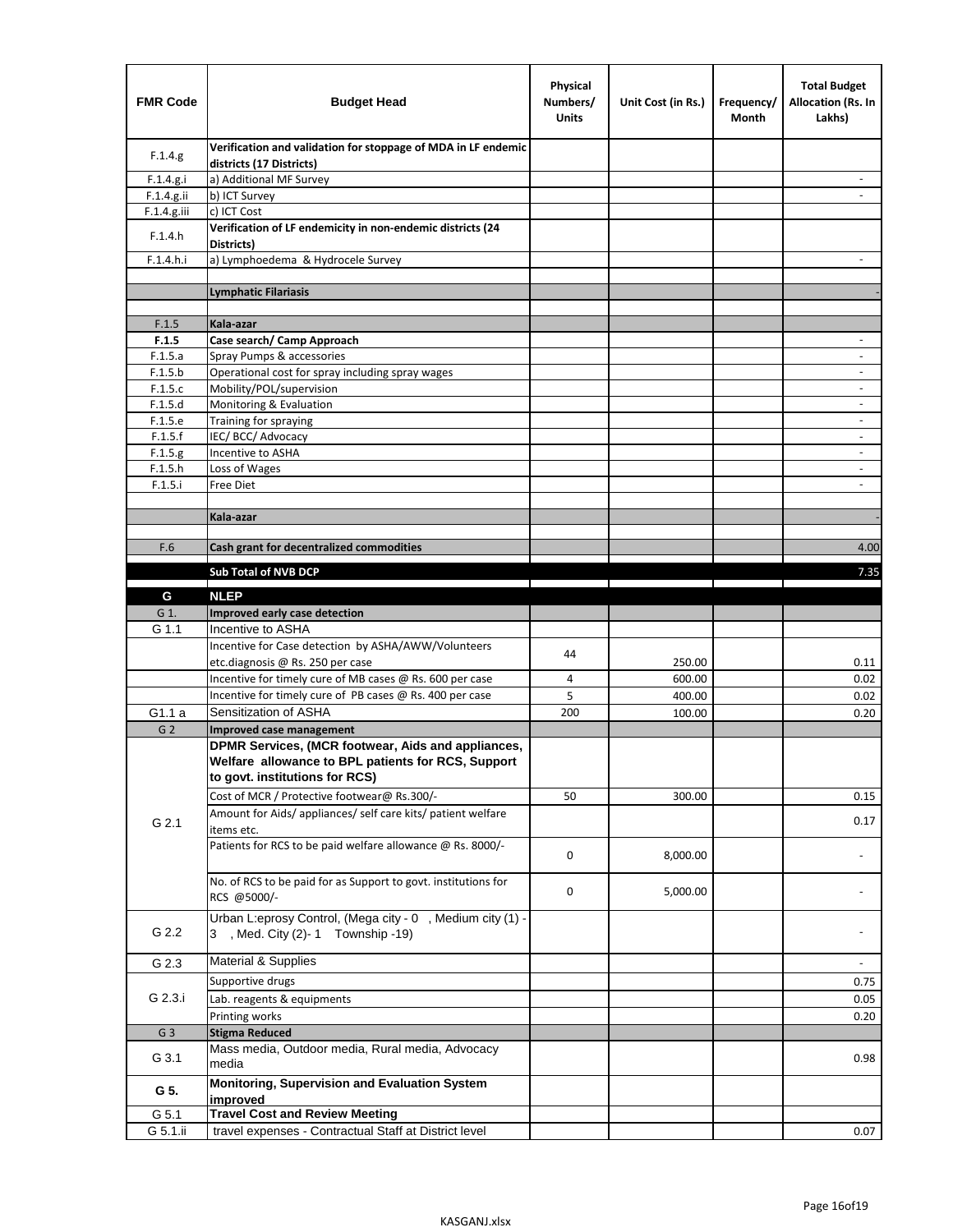| FMR Code | Budget Head | Physical Numbers/ Units | Unit Cost (in Rs.) | Frequency/ Month | Total Budget Allocation (Rs. In Lakhs) |
|---|---|---|---|---|---|
| F.1.4.g | **Verification and validation for stoppage of MDA in LF endemic districts (17 Districts)** | | | | |
| F.1.4.g.i | a) Additional MF Survey | | | | - |
| F.1.4.g.ii | b) ICT Survey | | | | - |
| F.1.4.g.iii | c) ICT Cost | | | | |
| F.1.4.h | **Verification of LF endemicity in non-endemic districts (24 Districts)** | | | | |
| F.1.4.h.i | a) Lymphoedema & Hydrocele Survey | | | | - |
| | | | | | |
| | **Lymphatic Filariasis** | | | | - |
| | | | | | |
| F.1.5 | **Kala-azar** | | | | |
| **F.1.5** | **Case search/ Camp Approach** | | | | - |
| F.1.5.a | Spray Pumps & accessories | | | | - |
| F.1.5.b | Operational cost for spray including spray wages | | | | - |
| F.1.5.c | Mobility/POL/supervision | | | | - |
| F.1.5.d | Monitoring & Evaluation | | | | - |
| F.1.5.e | Training for spraying | | | | - |
| F.1.5.f | IEC/ BCC/ Advocacy | | | | - |
| F.1.5.g | Incentive to ASHA | | | | - |
| F.1.5.h | Loss of Wages | | | | - |
| F.1.5.i | Free Diet | | | | - |
| | | | | | |
| | **Kala-azar** | | | | - |
| | | | | | |
| F.6 | **Cash grant for decentralized commodities** | | | | 4.00 |
| | | | | | |
| | **Sub Total of NVB DCP** | | | | 7.35 |
| | | | | | |
| **G** | **NLEP** | | | | |
| G 1. | **Improved early case detection** | | | | |
| G 1.1 | Incentive to ASHA | | | | |
| | Incentive for Case detection by ASHA/AWW/Volunteers etc.diagnosis @ Rs. 250 per case | 44 | 250.00 | | 0.11 |
| | Incentive for timely cure of MB cases @ Rs. 600 per case | 4 | 600.00 | | 0.02 |
| | Incentive for timely cure of PB cases @ Rs. 400 per case | 5 | 400.00 | | 0.02 |
| G1.1 a | Sensitization of ASHA | 200 | 100.00 | | 0.20 |
| G 2 | **Improved case management** | | | | |
| G 2.1 | **DPMR Services, (MCR footwear, Aids and appliances, Welfare allowance to BPL patients for RCS, Support to govt. institutions for RCS)** | | | | |
| | Cost of MCR / Protective footwear@ Rs.300/- | 50 | 300.00 | | 0.15 |
| | Amount for Aids/ appliances/ self care kits/ patient welfare items etc. | | | | 0.17 |
| | Patients for RCS to be paid welfare allowance @ Rs. 8000/- | 0 | 8,000.00 | | - |
| | No. of RCS to be paid for as Support to govt. institutions for RCS @5000/- | 0 | 5,000.00 | | - |
| G 2.2 | Urban L:eprosy Control, (Mega city - 0 , Medium city (1) - 3 , Med. City (2)- 1 Township -19) | | | | - |
| G 2.3 | Material & Supplies | | | | - |
| G 2.3.i | Supportive drugs | | | | 0.75 |
| | Lab. reagents & equipments | | | | 0.05 |
| | Printing works | | | | 0.20 |
| G 3 | **Stigma Reduced** | | | | |
| G 3.1 | Mass media, Outdoor media, Rural media, Advocacy media | | | | 0.98 |
| **G 5.** | **Monitoring, Supervision and Evaluation System improved** | | | | |
| G 5.1 | **Travel Cost and Review Meeting** | | | | |
| G 5.1.ii | travel expenses - Contractual Staff at District level | | | | 0.07 |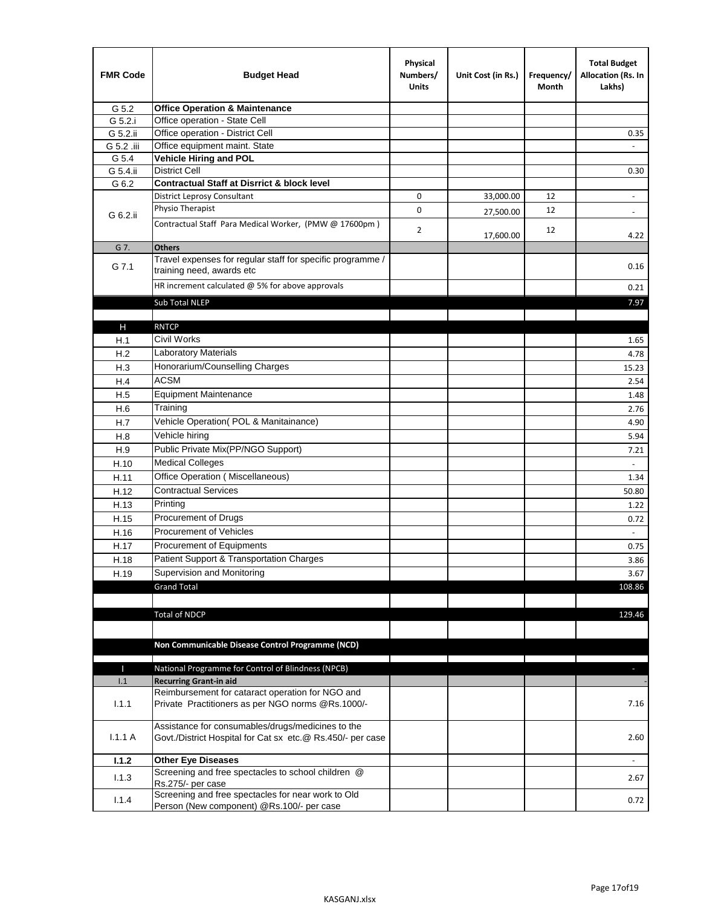| FMR Code | Budget Head | Physical Numbers/ Units | Unit Cost (in Rs.) | Frequency/ Month | Total Budget Allocation (Rs. In Lakhs) |
|---|---|---|---|---|---|
| G 5.2 | **Office Operation & Maintenance** | | | | |
| G 5.2.i | Office operation - State Cell | | | | |
| G 5.2.ii | Office operation - District Cell | | | | 0.35 |
| G 5.2 .iii | Office equipment maint. State | | | | - |
| G 5.4 | **Vehicle Hiring and POL** | | | | |
| G 5.4.ii | District Cell | | | | 0.30 |
| G 6.2 | **Contractual Staff at Disrrict & block level** | | | | |
| G 6.2.ii | District Leprosy Consultant | 0 | 33,000.00 | 12 | - |
| | Physio Therapist | 0 | 27,500.00 | 12 | - |
| | Contractual Staff Para Medical Worker, (PMW @ 17600pm ) | 2 | 17,600.00 | 12 | 4.22 |
| G 7. | **Others** | | | | |
| G 7.1 | Travel expenses for regular staff for specific programme / training need, awards etc | | | | 0.16 |
| | HR increment calculated @ 5% for above approvals | | | | 0.21 |
| | Sub Total NLEP | | | | 7.97 |
| | | | | | |
| H | RNTCP | | | | |
| H.1 | Civil Works | | | | 1.65 |
| H.2 | Laboratory Materials | | | | 4.78 |
| H.3 | Honorarium/Counselling Charges | | | | 15.23 |
| H.4 | ACSM | | | | 2.54 |
| H.5 | Equipment Maintenance | | | | 1.48 |
| H.6 | Training | | | | 2.76 |
| H.7 | Vehicle Operation( POL & Manitainance) | | | | 4.90 |
| H.8 | Vehicle hiring | | | | 5.94 |
| H.9 | Public Private Mix(PP/NGO Support) | | | | 7.21 |
| H.10 | Medical Colleges | | | | - |
| H.11 | Office Operation ( Miscellaneous) | | | | 1.34 |
| H.12 | Contractual Services | | | | 50.80 |
| H.13 | Printing | | | | 1.22 |
| H.15 | Procurement of Drugs | | | | 0.72 |
| H.16 | Procurement of Vehicles | | | | - |
| H.17 | Procurement of Equipments | | | | 0.75 |
| H.18 | Patient Support & Transportation Charges | | | | 3.86 |
| H.19 | Supervision and Monitoring | | | | 3.67 |
| | Grand Total | | | | 108.86 |
| | | | | | |
| | Total of NDCP | | | | 129.46 |
| | | | | | |
| | **Non Communicable Disease Control Programme (NCD)** | | | | |
| | | | | | |
| I | National Programme for Control of Blindness (NPCB) | | | | - |
| I.1 | **Recurring Grant-in aid** | | | | - |
| I.1.1 | Reimbursement for cataract operation for NGO and Private Practitioners as per NGO norms @Rs.1000/- | | | | 7.16 |
| I.1.1 A | Assistance for consumables/drugs/medicines to the Govt./District Hospital for Cat sx etc.@ Rs.450/- per case | | | | 2.60 |
| **I.1.2** | **Other Eye Diseases** | | | | - |
| I.1.3 | Screening and free spectacles to school children @ Rs.275/- per case | | | | 2.67 |
| I.1.4 | Screening and free spectacles for near work to Old Person (New component) @Rs.100/- per case | | | | 0.72 |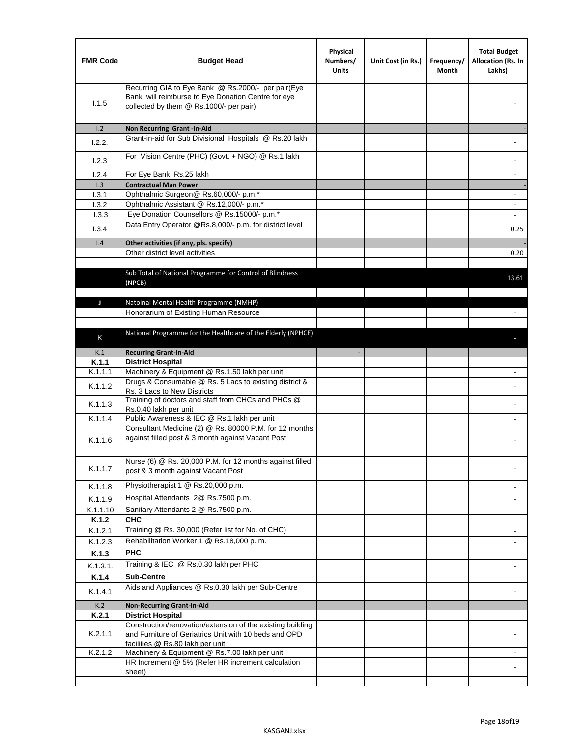| FMR Code | Budget Head | Physical Numbers/ Units | Unit Cost (in Rs.) | Frequency/ Month | Total Budget Allocation (Rs. In Lakhs) |
|---|---|---|---|---|---|
| I.1.5 | Recurring GIA to Eye Bank @ Rs.2000/- per pair(Eye Bank will reimburse to Eye Donation Centre for eye collected by them @ Rs.1000/- per pair) | | | | - |
| I.2 | **Non Recurring Grant -in-Aid** | | | | - |
| I.2.2. | Grant-in-aid for Sub Divisional Hospitals @ Rs.20 lakh | | | | - |
| I.2.3 | For Vision Centre (PHC) (Govt. + NGO) @ Rs.1 lakh | | | | - |
| I.2.4 | For Eye Bank Rs.25 lakh | | | | - |
| I.3 | **Contractual Man Power** | | | | - |
| I.3.1 | Ophthalmic Surgeon@ Rs.60,000/- p.m.* | | | | - |
| I.3.2 | Ophthalmic Assistant @ Rs.12,000/- p.m.* | | | | - |
| I.3.3 | Eye Donation Counsellors @ Rs.15000/- p.m.* | | | | - |
| I.3.4 | Data Entry Operator @Rs.8,000/- p.m. for district level | | | | 0.25 |
| I.4 | **Other activities (if any, pls. specify)** | | | | - |
| | Other district level activities | | | | 0.20 |
| | | | | | |
| | Sub Total of National Programme for Control of Blindness (NPCB) | | | | 13.61 |
| | | | | | |
| J | Natoinal Mental Health Programme (NMHP) | | | | |
| | Honorarium of Existing Human Resource | | | | - |
| | | | | | |
| K | National Programme for the Healthcare of the Elderly (NPHCE) | | | | - |
| K.1 | **Recurring Grant-in-Aid** | - | | | |
| **K.1.1** | **District Hospital** | | | | |
| K.1.1.1 | Machinery & Equipment @ Rs.1.50 lakh per unit | | | | - |
| K.1.1.2 | Drugs & Consumable @ Rs. 5 Lacs to existing district & Rs. 3 Lacs to New Districts | | | | - |
| K.1.1.3 | Training of doctors and staff from CHCs and PHCs @ Rs.0.40 lakh per unit | | | | - |
| K.1.1.4 | Public Awareness & IEC @ Rs.1 lakh per unit | | | | - |
| K.1.1.6 | Consultant Medicine (2) @ Rs. 80000 P.M. for 12 months against filled post & 3 month against Vacant Post | | | | - |
| K.1.1.7 | Nurse (6) @ Rs. 20,000 P.M. for 12 months against filled post & 3 month against Vacant Post | | | | - |
| K.1.1.8 | Physiotherapist 1 @ Rs.20,000 p.m. | | | | - |
| K.1.1.9 | Hospital Attendants 2@ Rs.7500 p.m. | | | | - |
| K.1.1.10 | Sanitary Attendants 2 @ Rs.7500 p.m. | | | | - |
| **K.1.2** | **CHC** | | | | |
| K.1.2.1 | Training @ Rs. 30,000 (Refer list for No. of CHC) | | | | - |
| K.1.2.3 | Rehabilitation Worker 1 @ Rs.18,000 p. m. | | | | - |
| **K.1.3** | **PHC** | | | | |
| K.1.3.1. | Training & IEC @ Rs.0.30 lakh per PHC | | | | - |
| **K.1.4** | **Sub-Centre** | | | | |
| K.1.4.1 | Aids and Appliances @ Rs.0.30 lakh per Sub-Centre | | | | - |
| K.2 | **Non-Recurring Grant-in-Aid** | | | | |
| **K.2.1** | **District Hospital** | | | | |
| K.2.1.1 | Construction/renovation/extension of the existing building and Furniture of Geriatrics Unit with 10 beds and OPD facilities @ Rs.80 lakh per unit | | | | - |
| K.2.1.2 | Machinery & Equipment @ Rs.7.00 lakh per unit | | | | - |
| | HR Increment @ 5% (Refer HR increment calculation sheet) | | | | - |
| | | | | | |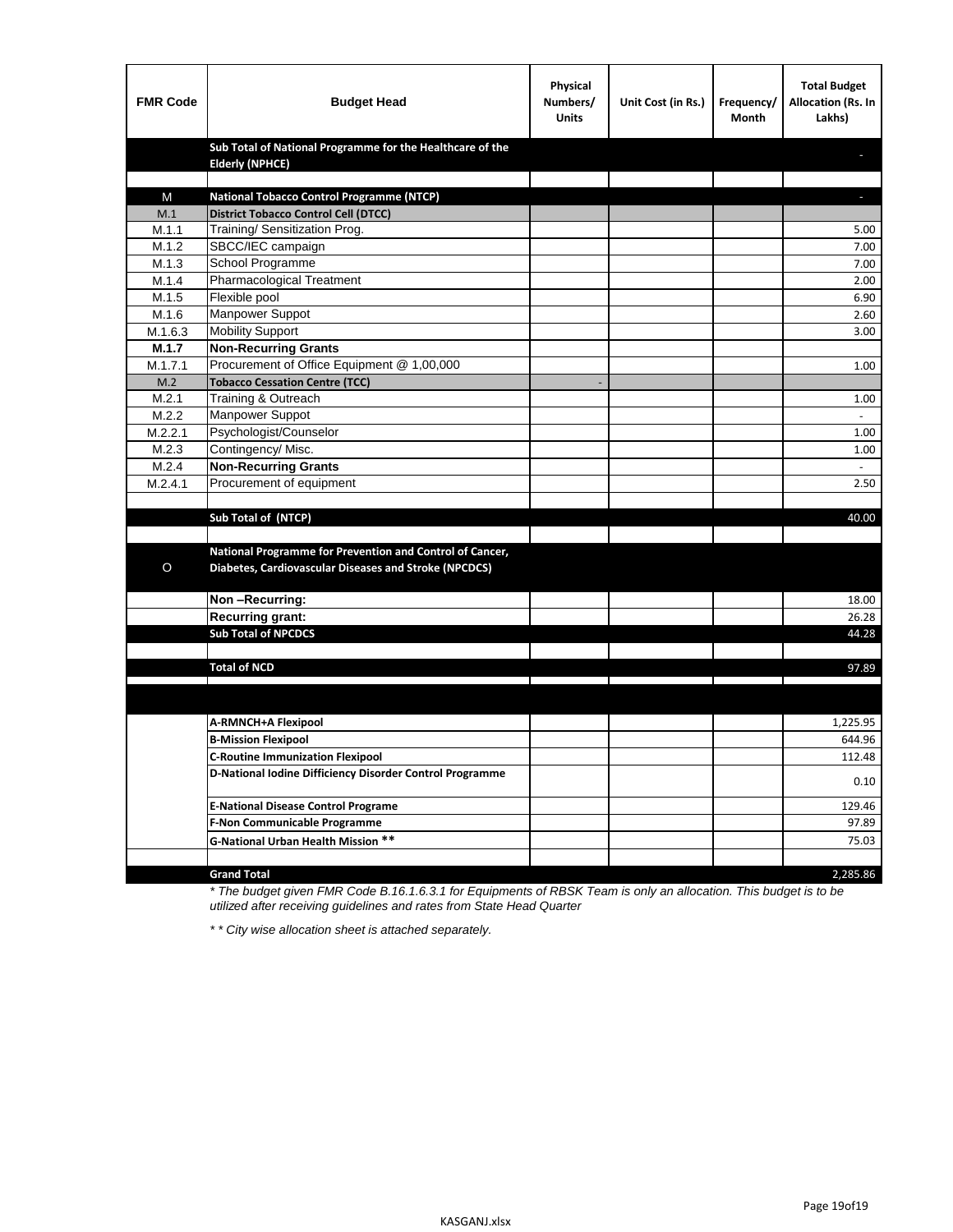| FMR Code | Budget Head | Physical Numbers/ Units | Unit Cost (in Rs.) | Frequency/ Month | Total Budget Allocation (Rs. In Lakhs) |
|---|---|---|---|---|---|
| | **Sub Total of National Programme for the Healthcare of the Elderly (NPHCE)** | | | | - |
| | | | | | |
| M | **National Tobacco Control Programme (NTCP)** | | | | - |
| M.1 | **District Tobacco Control Cell (DTCC)** | | | | |
| M.1.1 | Training/ Sensitization Prog. | | | | 5.00 |
| M.1.2 | SBCC/IEC campaign | | | | 7.00 |
| M.1.3 | School Programme | | | | 7.00 |
| M.1.4 | Pharmacological Treatment | | | | 2.00 |
| M.1.5 | Flexible pool | | | | 6.90 |
| M.1.6 | Manpower Suppot | | | | 2.60 |
| M.1.6.3 | Mobility Support | | | | 3.00 |
| **M.1.7** | **Non-Recurring Grants** | | | | |
| M.1.7.1 | Procurement of Office Equipment @ 1,00,000 | | | | 1.00 |
| M.2 | **Tobacco Cessation Centre (TCC)** | - | | | |
| M.2.1 | Training & Outreach | | | | 1.00 |
| M.2.2 | Manpower Suppot | | | | - |
| M.2.2.1 | Psychologist/Counselor | | | | 1.00 |
| M.2.3 | Contingency/ Misc. | | | | 1.00 |
| M.2.4 | **Non-Recurring Grants** | | | | - |
| M.2.4.1 | Procurement of equipment | | | | 2.50 |
| | | | | | |
| | **Sub Total of (NTCP)** | | | | 40.00 |
| | | | | | |
| O | **National Programme for Prevention and Control of Cancer, Diabetes, Cardiovascular Diseases and Stroke (NPCDCS)** | | | | |
| | **Non –Recurring:** | | | | 18.00 |
| | **Recurring grant:** | | | | 26.28 |
| | **Sub Total of NPCDCS** | | | | 44.28 |
| | | | | | |
| | **Total of NCD** | | | | 97.89 |
| | | | | | |
| | **A-RMNCH+A Flexipool** | | | | 1,225.95 |
| | **B-Mission Flexipool** | | | | 644.96 |
| | **C-Routine Immunization Flexipool** | | | | 112.48 |
| | **D-National Iodine Difficiency Disorder Control Programme** | | | | 0.10 |
| | **E-National Disease Control Programe** | | | | 129.46 |
| | **F-Non Communicable Programme** | | | | 97.89 |
| | **G-National Urban Health Mission \*\*** | | | | 75.03 |
| | | | | | |
| | **Grand Total** | | | | 2,285.86 |

*\* The budget given FMR Code B.16.1.6.3.1 for Equipments of RBSK Team is only an allocation. This budget is to be utilized after receiving guidelines and rates from State Head Quarter*

*\* \* City wise allocation sheet is attached separately.*

KASGANJ.xlsx